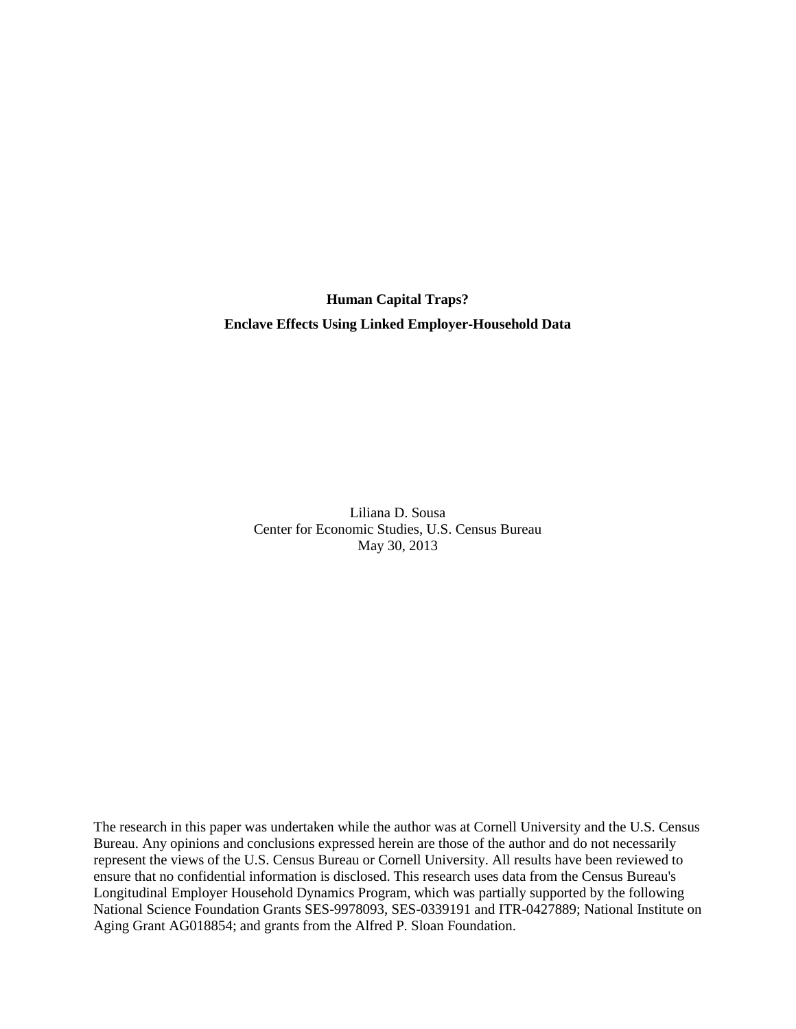# Human Capital Traps?

## Enclave Effects Using Linked Employer-Household Data

Liliana D. Sousa
Center for Economic Studies, U.S. Census Bureau
May 30, 2013

The research in this paper was undertaken while the author was at Cornell University and the U.S. Census Bureau. Any opinions and conclusions expressed herein are those of the author and do not necessarily represent the views of the U.S. Census Bureau or Cornell University. All results have been reviewed to ensure that no confidential information is disclosed. This research uses data from the Census Bureau's Longitudinal Employer Household Dynamics Program, which was partially supported by the following National Science Foundation Grants SES-9978093, SES-0339191 and ITR-0427889; National Institute on Aging Grant AG018854; and grants from the Alfred P. Sloan Foundation.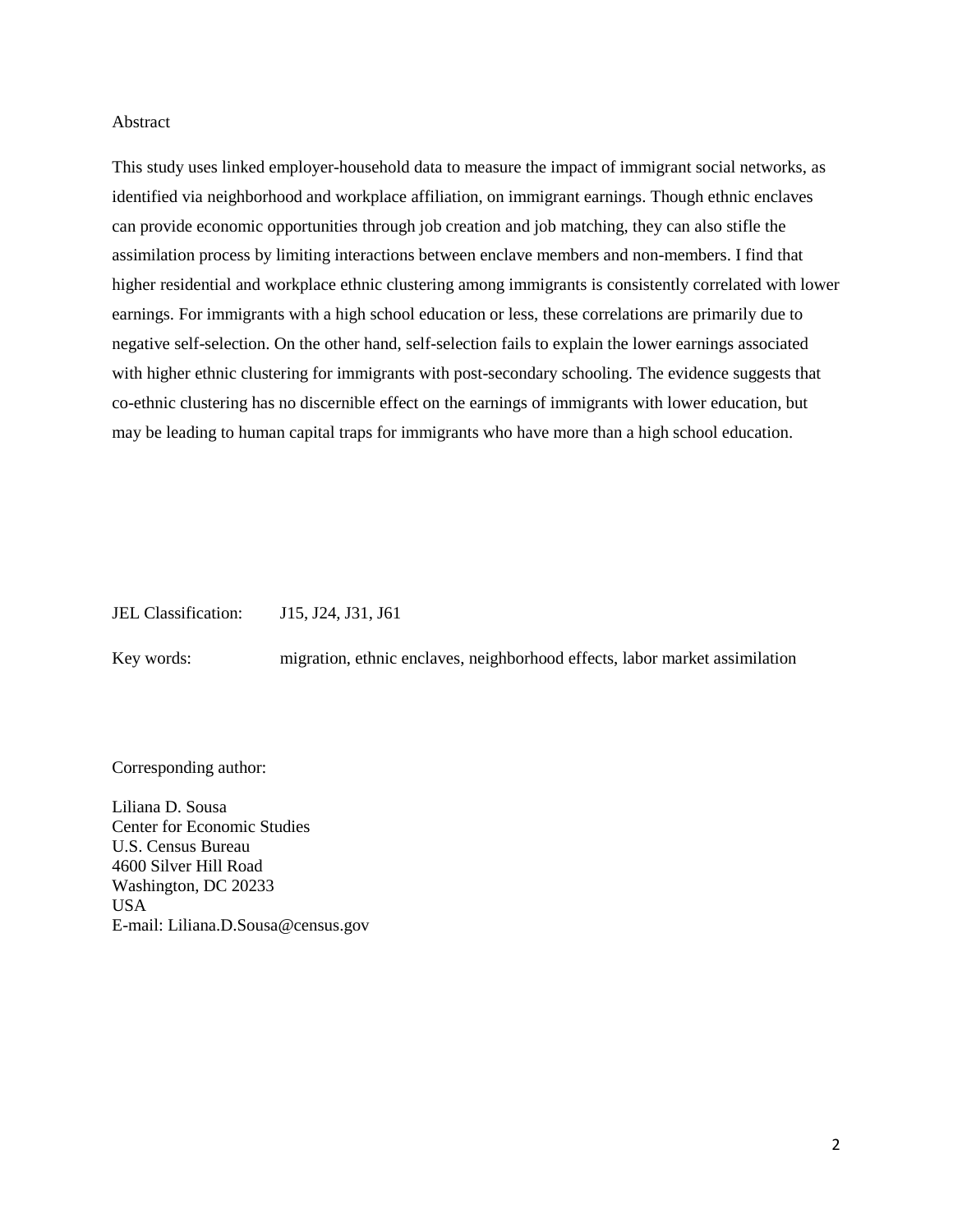## Abstract

This study uses linked employer-household data to measure the impact of immigrant social networks, as identified via neighborhood and workplace affiliation, on immigrant earnings. Though ethnic enclaves can provide economic opportunities through job creation and job matching, they can also stifle the assimilation process by limiting interactions between enclave members and non-members. I find that higher residential and workplace ethnic clustering among immigrants is consistently correlated with lower earnings. For immigrants with a high school education or less, these correlations are primarily due to negative self-selection. On the other hand, self-selection fails to explain the lower earnings associated with higher ethnic clustering for immigrants with post-secondary schooling. The evidence suggests that co-ethnic clustering has no discernible effect on the earnings of immigrants with lower education, but may be leading to human capital traps for immigrants who have more than a high school education.

JEL Classification: J15, J24, J31, J61

Key words: migration, ethnic enclaves, neighborhood effects, labor market assimilation

Corresponding author:

Liliana D. Sousa
Center for Economic Studies
U.S. Census Bureau
4600 Silver Hill Road
Washington, DC 20233
USA
E-mail: Liliana.D.Sousa@census.gov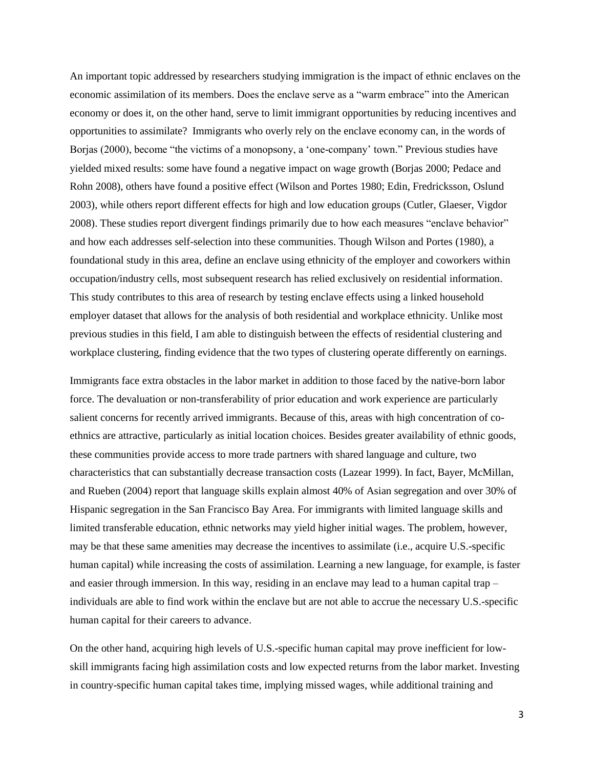An important topic addressed by researchers studying immigration is the impact of ethnic enclaves on the economic assimilation of its members. Does the enclave serve as a "warm embrace" into the American economy or does it, on the other hand, serve to limit immigrant opportunities by reducing incentives and opportunities to assimilate? Immigrants who overly rely on the enclave economy can, in the words of Borjas (2000), become "the victims of a monopsony, a 'one-company' town." Previous studies have yielded mixed results: some have found a negative impact on wage growth (Borjas 2000; Pedace and Rohn 2008), others have found a positive effect (Wilson and Portes 1980; Edin, Fredricksson, Oslund 2003), while others report different effects for high and low education groups (Cutler, Glaeser, Vigdor 2008). These studies report divergent findings primarily due to how each measures "enclave behavior" and how each addresses self-selection into these communities. Though Wilson and Portes (1980), a foundational study in this area, define an enclave using ethnicity of the employer and coworkers within occupation/industry cells, most subsequent research has relied exclusively on residential information. This study contributes to this area of research by testing enclave effects using a linked household employer dataset that allows for the analysis of both residential and workplace ethnicity. Unlike most previous studies in this field, I am able to distinguish between the effects of residential clustering and workplace clustering, finding evidence that the two types of clustering operate differently on earnings.

Immigrants face extra obstacles in the labor market in addition to those faced by the native-born labor force. The devaluation or non-transferability of prior education and work experience are particularly salient concerns for recently arrived immigrants. Because of this, areas with high concentration of co-ethnics are attractive, particularly as initial location choices. Besides greater availability of ethnic goods, these communities provide access to more trade partners with shared language and culture, two characteristics that can substantially decrease transaction costs (Lazear 1999). In fact, Bayer, McMillan, and Rueben (2004) report that language skills explain almost 40% of Asian segregation and over 30% of Hispanic segregation in the San Francisco Bay Area. For immigrants with limited language skills and limited transferable education, ethnic networks may yield higher initial wages. The problem, however, may be that these same amenities may decrease the incentives to assimilate (i.e., acquire U.S.-specific human capital) while increasing the costs of assimilation. Learning a new language, for example, is faster and easier through immersion. In this way, residing in an enclave may lead to a human capital trap – individuals are able to find work within the enclave but are not able to accrue the necessary U.S.-specific human capital for their careers to advance.

On the other hand, acquiring high levels of U.S.-specific human capital may prove inefficient for low-skill immigrants facing high assimilation costs and low expected returns from the labor market. Investing in country-specific human capital takes time, implying missed wages, while additional training and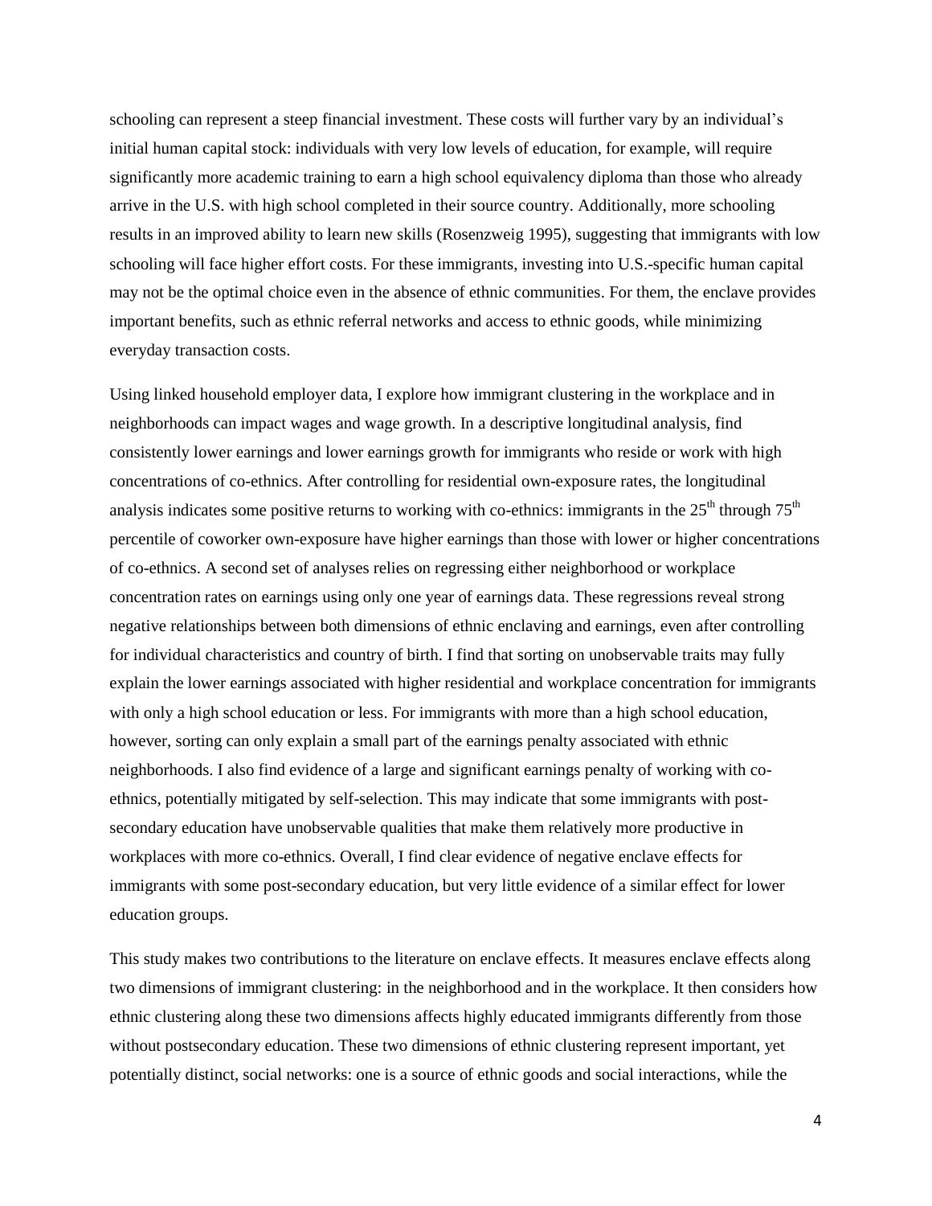schooling can represent a steep financial investment. These costs will further vary by an individual's initial human capital stock: individuals with very low levels of education, for example, will require significantly more academic training to earn a high school equivalency diploma than those who already arrive in the U.S. with high school completed in their source country. Additionally, more schooling results in an improved ability to learn new skills (Rosenzweig 1995), suggesting that immigrants with low schooling will face higher effort costs. For these immigrants, investing into U.S.-specific human capital may not be the optimal choice even in the absence of ethnic communities. For them, the enclave provides important benefits, such as ethnic referral networks and access to ethnic goods, while minimizing everyday transaction costs.

Using linked household employer data, I explore how immigrant clustering in the workplace and in neighborhoods can impact wages and wage growth. In a descriptive longitudinal analysis, find consistently lower earnings and lower earnings growth for immigrants who reside or work with high concentrations of co-ethnics. After controlling for residential own-exposure rates, the longitudinal analysis indicates some positive returns to working with co-ethnics: immigrants in the 25th through 75th percentile of coworker own-exposure have higher earnings than those with lower or higher concentrations of co-ethnics. A second set of analyses relies on regressing either neighborhood or workplace concentration rates on earnings using only one year of earnings data. These regressions reveal strong negative relationships between both dimensions of ethnic enclaving and earnings, even after controlling for individual characteristics and country of birth. I find that sorting on unobservable traits may fully explain the lower earnings associated with higher residential and workplace concentration for immigrants with only a high school education or less. For immigrants with more than a high school education, however, sorting can only explain a small part of the earnings penalty associated with ethnic neighborhoods. I also find evidence of a large and significant earnings penalty of working with co-ethnics, potentially mitigated by self-selection. This may indicate that some immigrants with post-secondary education have unobservable qualities that make them relatively more productive in workplaces with more co-ethnics. Overall, I find clear evidence of negative enclave effects for immigrants with some post-secondary education, but very little evidence of a similar effect for lower education groups.

This study makes two contributions to the literature on enclave effects. It measures enclave effects along two dimensions of immigrant clustering: in the neighborhood and in the workplace. It then considers how ethnic clustering along these two dimensions affects highly educated immigrants differently from those without postsecondary education. These two dimensions of ethnic clustering represent important, yet potentially distinct, social networks: one is a source of ethnic goods and social interactions, while the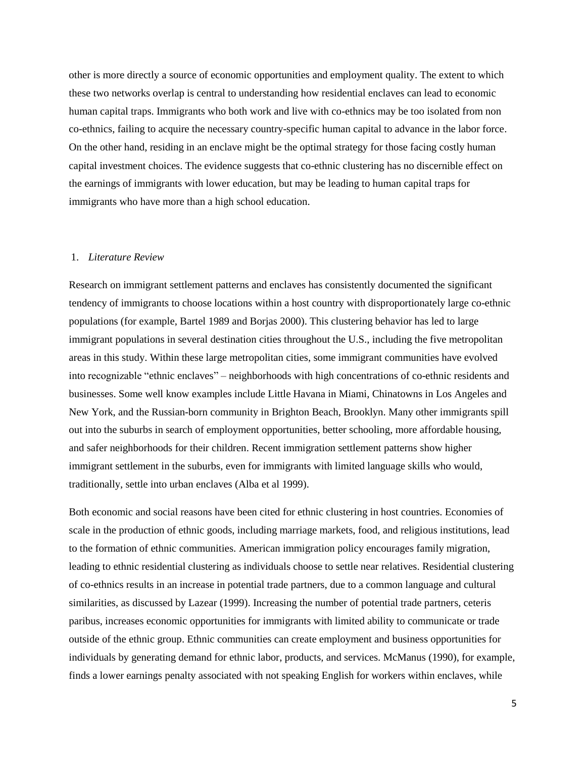other is more directly a source of economic opportunities and employment quality. The extent to which these two networks overlap is central to understanding how residential enclaves can lead to economic human capital traps. Immigrants who both work and live with co-ethnics may be too isolated from non co-ethnics, failing to acquire the necessary country-specific human capital to advance in the labor force. On the other hand, residing in an enclave might be the optimal strategy for those facing costly human capital investment choices. The evidence suggests that co-ethnic clustering has no discernible effect on the earnings of immigrants with lower education, but may be leading to human capital traps for immigrants who have more than a high school education.

## 1. *Literature Review*

Research on immigrant settlement patterns and enclaves has consistently documented the significant tendency of immigrants to choose locations within a host country with disproportionately large co-ethnic populations (for example, Bartel 1989 and Borjas 2000). This clustering behavior has led to large immigrant populations in several destination cities throughout the U.S., including the five metropolitan areas in this study. Within these large metropolitan cities, some immigrant communities have evolved into recognizable "ethnic enclaves" – neighborhoods with high concentrations of co-ethnic residents and businesses. Some well know examples include Little Havana in Miami, Chinatowns in Los Angeles and New York, and the Russian-born community in Brighton Beach, Brooklyn. Many other immigrants spill out into the suburbs in search of employment opportunities, better schooling, more affordable housing, and safer neighborhoods for their children. Recent immigration settlement patterns show higher immigrant settlement in the suburbs, even for immigrants with limited language skills who would, traditionally, settle into urban enclaves (Alba et al 1999).

Both economic and social reasons have been cited for ethnic clustering in host countries. Economies of scale in the production of ethnic goods, including marriage markets, food, and religious institutions, lead to the formation of ethnic communities. American immigration policy encourages family migration, leading to ethnic residential clustering as individuals choose to settle near relatives. Residential clustering of co-ethnics results in an increase in potential trade partners, due to a common language and cultural similarities, as discussed by Lazear (1999). Increasing the number of potential trade partners, ceteris paribus, increases economic opportunities for immigrants with limited ability to communicate or trade outside of the ethnic group. Ethnic communities can create employment and business opportunities for individuals by generating demand for ethnic labor, products, and services. McManus (1990), for example, finds a lower earnings penalty associated with not speaking English for workers within enclaves, while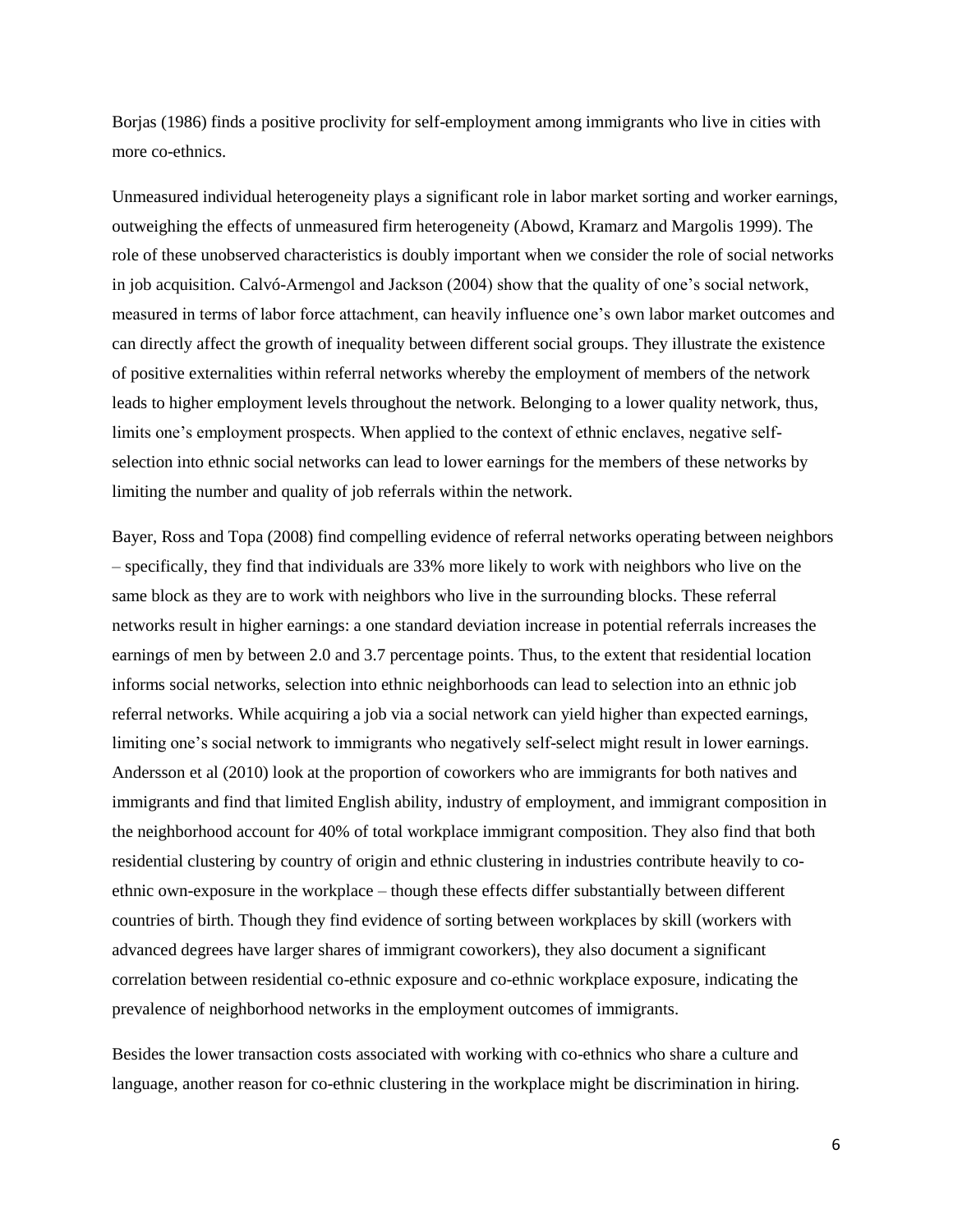Borjas (1986) finds a positive proclivity for self-employment among immigrants who live in cities with more co-ethnics.

Unmeasured individual heterogeneity plays a significant role in labor market sorting and worker earnings, outweighing the effects of unmeasured firm heterogeneity (Abowd, Kramarz and Margolis 1999). The role of these unobserved characteristics is doubly important when we consider the role of social networks in job acquisition. Calvó-Armengol and Jackson (2004) show that the quality of one's social network, measured in terms of labor force attachment, can heavily influence one's own labor market outcomes and can directly affect the growth of inequality between different social groups. They illustrate the existence of positive externalities within referral networks whereby the employment of members of the network leads to higher employment levels throughout the network. Belonging to a lower quality network, thus, limits one's employment prospects. When applied to the context of ethnic enclaves, negative self-selection into ethnic social networks can lead to lower earnings for the members of these networks by limiting the number and quality of job referrals within the network.

Bayer, Ross and Topa (2008) find compelling evidence of referral networks operating between neighbors – specifically, they find that individuals are 33% more likely to work with neighbors who live on the same block as they are to work with neighbors who live in the surrounding blocks. These referral networks result in higher earnings: a one standard deviation increase in potential referrals increases the earnings of men by between 2.0 and 3.7 percentage points. Thus, to the extent that residential location informs social networks, selection into ethnic neighborhoods can lead to selection into an ethnic job referral networks. While acquiring a job via a social network can yield higher than expected earnings, limiting one's social network to immigrants who negatively self-select might result in lower earnings. Andersson et al (2010) look at the proportion of coworkers who are immigrants for both natives and immigrants and find that limited English ability, industry of employment, and immigrant composition in the neighborhood account for 40% of total workplace immigrant composition. They also find that both residential clustering by country of origin and ethnic clustering in industries contribute heavily to co-ethnic own-exposure in the workplace – though these effects differ substantially between different countries of birth. Though they find evidence of sorting between workplaces by skill (workers with advanced degrees have larger shares of immigrant coworkers), they also document a significant correlation between residential co-ethnic exposure and co-ethnic workplace exposure, indicating the prevalence of neighborhood networks in the employment outcomes of immigrants.

Besides the lower transaction costs associated with working with co-ethnics who share a culture and language, another reason for co-ethnic clustering in the workplace might be discrimination in hiring.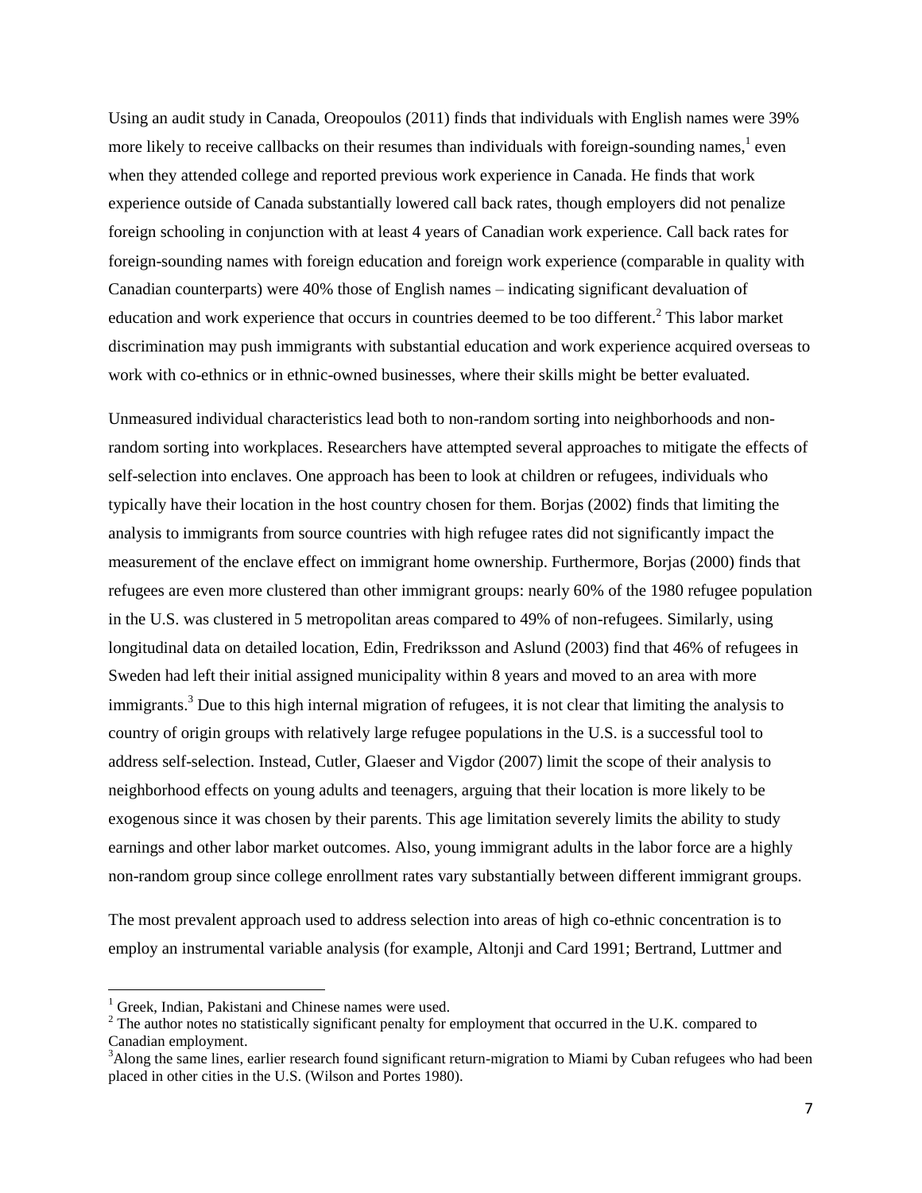Using an audit study in Canada, Oreopoulos (2011) finds that individuals with English names were 39% more likely to receive callbacks on their resumes than individuals with foreign-sounding names,[1] even when they attended college and reported previous work experience in Canada. He finds that work experience outside of Canada substantially lowered call back rates, though employers did not penalize foreign schooling in conjunction with at least 4 years of Canadian work experience. Call back rates for foreign-sounding names with foreign education and foreign work experience (comparable in quality with Canadian counterparts) were 40% those of English names – indicating significant devaluation of education and work experience that occurs in countries deemed to be too different.[2] This labor market discrimination may push immigrants with substantial education and work experience acquired overseas to work with co-ethnics or in ethnic-owned businesses, where their skills might be better evaluated.

Unmeasured individual characteristics lead both to non-random sorting into neighborhoods and non-random sorting into workplaces. Researchers have attempted several approaches to mitigate the effects of self-selection into enclaves. One approach has been to look at children or refugees, individuals who typically have their location in the host country chosen for them. Borjas (2002) finds that limiting the analysis to immigrants from source countries with high refugee rates did not significantly impact the measurement of the enclave effect on immigrant home ownership. Furthermore, Borjas (2000) finds that refugees are even more clustered than other immigrant groups: nearly 60% of the 1980 refugee population in the U.S. was clustered in 5 metropolitan areas compared to 49% of non-refugees. Similarly, using longitudinal data on detailed location, Edin, Fredriksson and Aslund (2003) find that 46% of refugees in Sweden had left their initial assigned municipality within 8 years and moved to an area with more immigrants.[3] Due to this high internal migration of refugees, it is not clear that limiting the analysis to country of origin groups with relatively large refugee populations in the U.S. is a successful tool to address self-selection. Instead, Cutler, Glaeser and Vigdor (2007) limit the scope of their analysis to neighborhood effects on young adults and teenagers, arguing that their location is more likely to be exogenous since it was chosen by their parents. This age limitation severely limits the ability to study earnings and other labor market outcomes. Also, young immigrant adults in the labor force are a highly non-random group since college enrollment rates vary substantially between different immigrant groups.

The most prevalent approach used to address selection into areas of high co-ethnic concentration is to employ an instrumental variable analysis (for example, Altonji and Card 1991; Bertrand, Luttmer and

---

[1] Greek, Indian, Pakistani and Chinese names were used.

[2] The author notes no statistically significant penalty for employment that occurred in the U.K. compared to Canadian employment.

[3] Along the same lines, earlier research found significant return-migration to Miami by Cuban refugees who had been placed in other cities in the U.S. (Wilson and Portes 1980).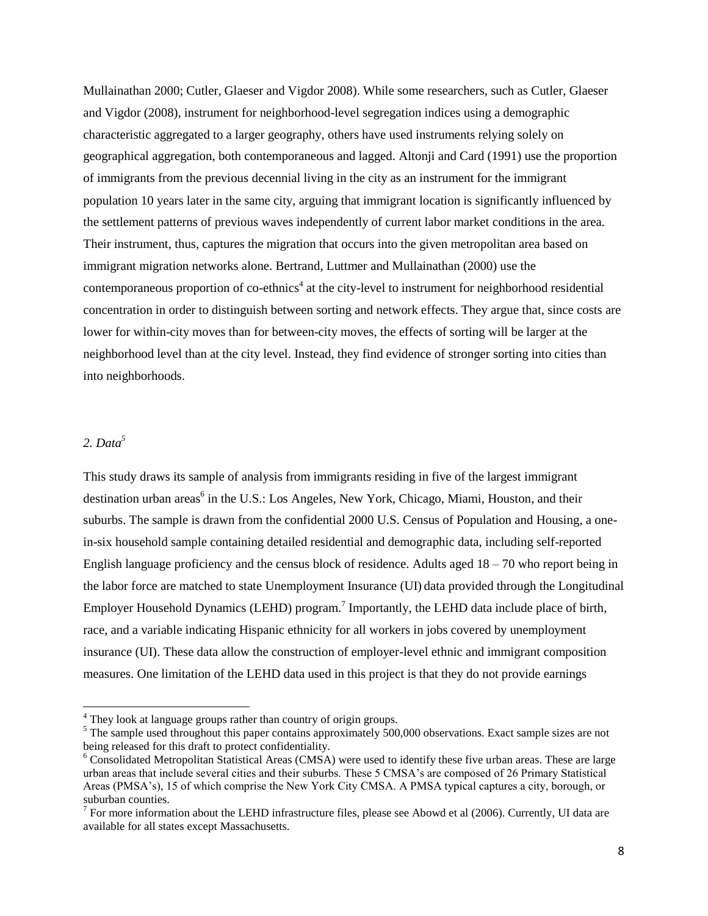Mullainathan 2000; Cutler, Glaeser and Vigdor 2008). While some researchers, such as Cutler, Glaeser and Vigdor (2008), instrument for neighborhood-level segregation indices using a demographic characteristic aggregated to a larger geography, others have used instruments relying solely on geographical aggregation, both contemporaneous and lagged. Altonji and Card (1991) use the proportion of immigrants from the previous decennial living in the city as an instrument for the immigrant population 10 years later in the same city, arguing that immigrant location is significantly influenced by the settlement patterns of previous waves independently of current labor market conditions in the area. Their instrument, thus, captures the migration that occurs into the given metropolitan area based on immigrant migration networks alone. Bertrand, Luttmer and Mullainathan (2000) use the contemporaneous proportion of co-ethnics[4] at the city-level to instrument for neighborhood residential concentration in order to distinguish between sorting and network effects. They argue that, since costs are lower for within-city moves than for between-city moves, the effects of sorting will be larger at the neighborhood level than at the city level. Instead, they find evidence of stronger sorting into cities than into neighborhoods.

## *2. Data*[5]

This study draws its sample of analysis from immigrants residing in five of the largest immigrant destination urban areas[6] in the U.S.: Los Angeles, New York, Chicago, Miami, Houston, and their suburbs. The sample is drawn from the confidential 2000 U.S. Census of Population and Housing, a one-in-six household sample containing detailed residential and demographic data, including self-reported English language proficiency and the census block of residence. Adults aged 18 – 70 who report being in the labor force are matched to state Unemployment Insurance (UI) data provided through the Longitudinal Employer Household Dynamics (LEHD) program.[7] Importantly, the LEHD data include place of birth, race, and a variable indicating Hispanic ethnicity for all workers in jobs covered by unemployment insurance (UI). These data allow the construction of employer-level ethnic and immigrant composition measures. One limitation of the LEHD data used in this project is that they do not provide earnings

[4] They look at language groups rather than country of origin groups.

[5] The sample used throughout this paper contains approximately 500,000 observations. Exact sample sizes are not being released for this draft to protect confidentiality.

[6] Consolidated Metropolitan Statistical Areas (CMSA) were used to identify these five urban areas. These are large urban areas that include several cities and their suburbs. These 5 CMSA's are composed of 26 Primary Statistical Areas (PMSA's), 15 of which comprise the New York City CMSA. A PMSA typical captures a city, borough, or suburban counties.

[7] For more information about the LEHD infrastructure files, please see Abowd et al (2006). Currently, UI data are available for all states except Massachusetts.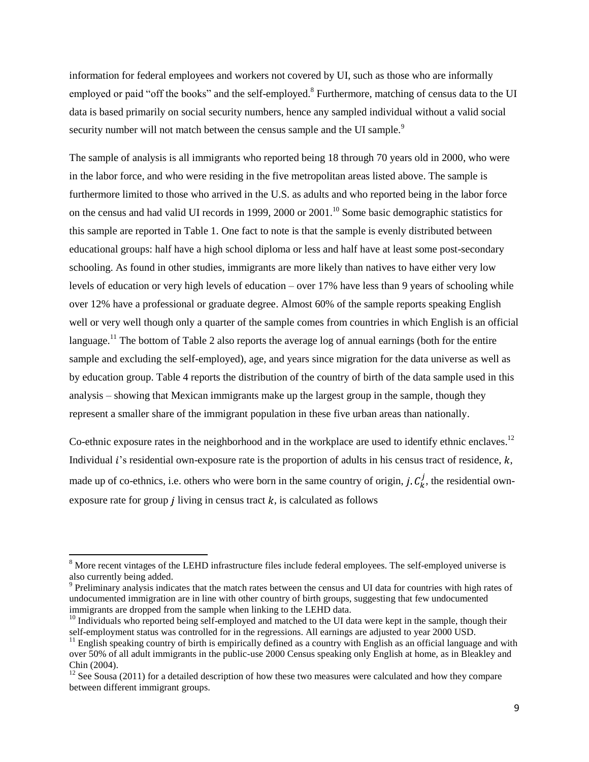information for federal employees and workers not covered by UI, such as those who are informally employed or paid "off the books" and the self-employed.[8] Furthermore, matching of census data to the UI data is based primarily on social security numbers, hence any sampled individual without a valid social security number will not match between the census sample and the UI sample.[9]

The sample of analysis is all immigrants who reported being 18 through 70 years old in 2000, who were in the labor force, and who were residing in the five metropolitan areas listed above. The sample is furthermore limited to those who arrived in the U.S. as adults and who reported being in the labor force on the census and had valid UI records in 1999, 2000 or 2001.[10] Some basic demographic statistics for this sample are reported in Table 1. One fact to note is that the sample is evenly distributed between educational groups: half have a high school diploma or less and half have at least some post-secondary schooling. As found in other studies, immigrants are more likely than natives to have either very low levels of education or very high levels of education – over 17% have less than 9 years of schooling while over 12% have a professional or graduate degree. Almost 60% of the sample reports speaking English well or very well though only a quarter of the sample comes from countries in which English is an official language.[11] The bottom of Table 2 also reports the average log of annual earnings (both for the entire sample and excluding the self-employed), age, and years since migration for the data universe as well as by education group. Table 4 reports the distribution of the country of birth of the data sample used in this analysis – showing that Mexican immigrants make up the largest group in the sample, though they represent a smaller share of the immigrant population in these five urban areas than nationally.

Co-ethnic exposure rates in the neighborhood and in the workplace are used to identify ethnic enclaves.[12] Individual $i$'s residential own-exposure rate is the proportion of adults in his census tract of residence, $k$, made up of co-ethnics, i.e. others who were born in the same country of origin, $j$. $C_k^j$, the residential own-exposure rate for group $j$ living in census tract $k$, is calculated as follows

---

[8] More recent vintages of the LEHD infrastructure files include federal employees. The self-employed universe is also currently being added.

[9] Preliminary analysis indicates that the match rates between the census and UI data for countries with high rates of undocumented immigration are in line with other country of birth groups, suggesting that few undocumented immigrants are dropped from the sample when linking to the LEHD data.

[10] Individuals who reported being self-employed and matched to the UI data were kept in the sample, though their self-employment status was controlled for in the regressions. All earnings are adjusted to year 2000 USD.

[11] English speaking country of birth is empirically defined as a country with English as an official language and with over 50% of all adult immigrants in the public-use 2000 Census speaking only English at home, as in Bleakley and Chin (2004).

[12] See Sousa (2011) for a detailed description of how these two measures were calculated and how they compare between different immigrant groups.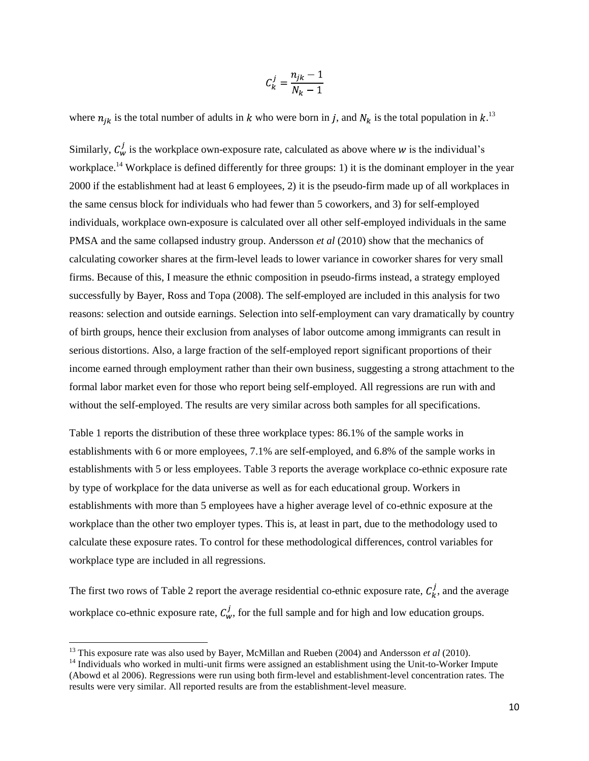$$C_k^j = \frac{n_{jk} - 1}{N_k - 1}$$

where $n_{jk}$ is the total number of adults in $k$ who were born in $j$, and $N_k$ is the total population in $k$.[13]

Similarly, $C_w^j$ is the workplace own-exposure rate, calculated as above where $w$ is the individual's workplace.[14] Workplace is defined differently for three groups: 1) it is the dominant employer in the year 2000 if the establishment had at least 6 employees, 2) it is the pseudo-firm made up of all workplaces in the same census block for individuals who had fewer than 5 coworkers, and 3) for self-employed individuals, workplace own-exposure is calculated over all other self-employed individuals in the same PMSA and the same collapsed industry group. Andersson *et al* (2010) show that the mechanics of calculating coworker shares at the firm-level leads to lower variance in coworker shares for very small firms. Because of this, I measure the ethnic composition in pseudo-firms instead, a strategy employed successfully by Bayer, Ross and Topa (2008). The self-employed are included in this analysis for two reasons: selection and outside earnings. Selection into self-employment can vary dramatically by country of birth groups, hence their exclusion from analyses of labor outcome among immigrants can result in serious distortions. Also, a large fraction of the self-employed report significant proportions of their income earned through employment rather than their own business, suggesting a strong attachment to the formal labor market even for those who report being self-employed. All regressions are run with and without the self-employed. The results are very similar across both samples for all specifications.

Table 1 reports the distribution of these three workplace types: 86.1% of the sample works in establishments with 6 or more employees, 7.1% are self-employed, and 6.8% of the sample works in establishments with 5 or less employees. Table 3 reports the average workplace co-ethnic exposure rate by type of workplace for the data universe as well as for each educational group. Workers in establishments with more than 5 employees have a higher average level of co-ethnic exposure at the workplace than the other two employer types. This is, at least in part, due to the methodology used to calculate these exposure rates. To control for these methodological differences, control variables for workplace type are included in all regressions.

The first two rows of Table 2 report the average residential co-ethnic exposure rate, $C_k^j$, and the average workplace co-ethnic exposure rate, $C_w^j$, for the full sample and for high and low education groups.

[13] This exposure rate was also used by Bayer, McMillan and Rueben (2004) and Andersson *et al* (2010).

[14] Individuals who worked in multi-unit firms were assigned an establishment using the Unit-to-Worker Impute (Abowd et al 2006). Regressions were run using both firm-level and establishment-level concentration rates. The results were very similar. All reported results are from the establishment-level measure.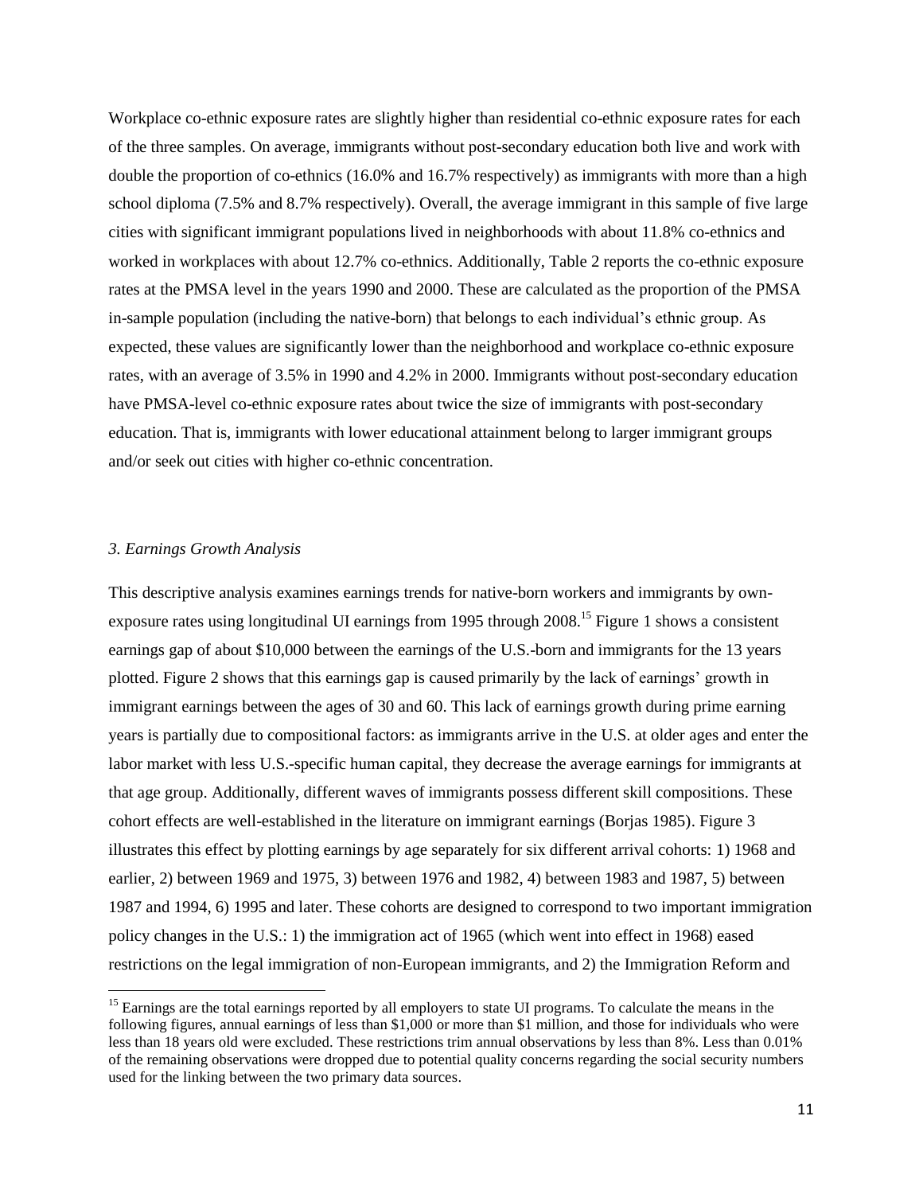Workplace co-ethnic exposure rates are slightly higher than residential co-ethnic exposure rates for each of the three samples. On average, immigrants without post-secondary education both live and work with double the proportion of co-ethnics (16.0% and 16.7% respectively) as immigrants with more than a high school diploma (7.5% and 8.7% respectively). Overall, the average immigrant in this sample of five large cities with significant immigrant populations lived in neighborhoods with about 11.8% co-ethnics and worked in workplaces with about 12.7% co-ethnics. Additionally, Table 2 reports the co-ethnic exposure rates at the PMSA level in the years 1990 and 2000. These are calculated as the proportion of the PMSA in-sample population (including the native-born) that belongs to each individual's ethnic group. As expected, these values are significantly lower than the neighborhood and workplace co-ethnic exposure rates, with an average of 3.5% in 1990 and 4.2% in 2000. Immigrants without post-secondary education have PMSA-level co-ethnic exposure rates about twice the size of immigrants with post-secondary education. That is, immigrants with lower educational attainment belong to larger immigrant groups and/or seek out cities with higher co-ethnic concentration.

### *3. Earnings Growth Analysis*

This descriptive analysis examines earnings trends for native-born workers and immigrants by own-exposure rates using longitudinal UI earnings from 1995 through 2008.[15] Figure 1 shows a consistent earnings gap of about $10,000 between the earnings of the U.S.-born and immigrants for the 13 years plotted. Figure 2 shows that this earnings gap is caused primarily by the lack of earnings' growth in immigrant earnings between the ages of 30 and 60. This lack of earnings growth during prime earning years is partially due to compositional factors: as immigrants arrive in the U.S. at older ages and enter the labor market with less U.S.-specific human capital, they decrease the average earnings for immigrants at that age group. Additionally, different waves of immigrants possess different skill compositions. These cohort effects are well-established in the literature on immigrant earnings (Borjas 1985). Figure 3 illustrates this effect by plotting earnings by age separately for six different arrival cohorts: 1) 1968 and earlier, 2) between 1969 and 1975, 3) between 1976 and 1982, 4) between 1983 and 1987, 5) between 1987 and 1994, 6) 1995 and later. These cohorts are designed to correspond to two important immigration policy changes in the U.S.: 1) the immigration act of 1965 (which went into effect in 1968) eased restrictions on the legal immigration of non-European immigrants, and 2) the Immigration Reform and

[15] Earnings are the total earnings reported by all employers to state UI programs. To calculate the means in the following figures, annual earnings of less than $1,000 or more than $1 million, and those for individuals who were less than 18 years old were excluded. These restrictions trim annual observations by less than 8%. Less than 0.01% of the remaining observations were dropped due to potential quality concerns regarding the social security numbers used for the linking between the two primary data sources.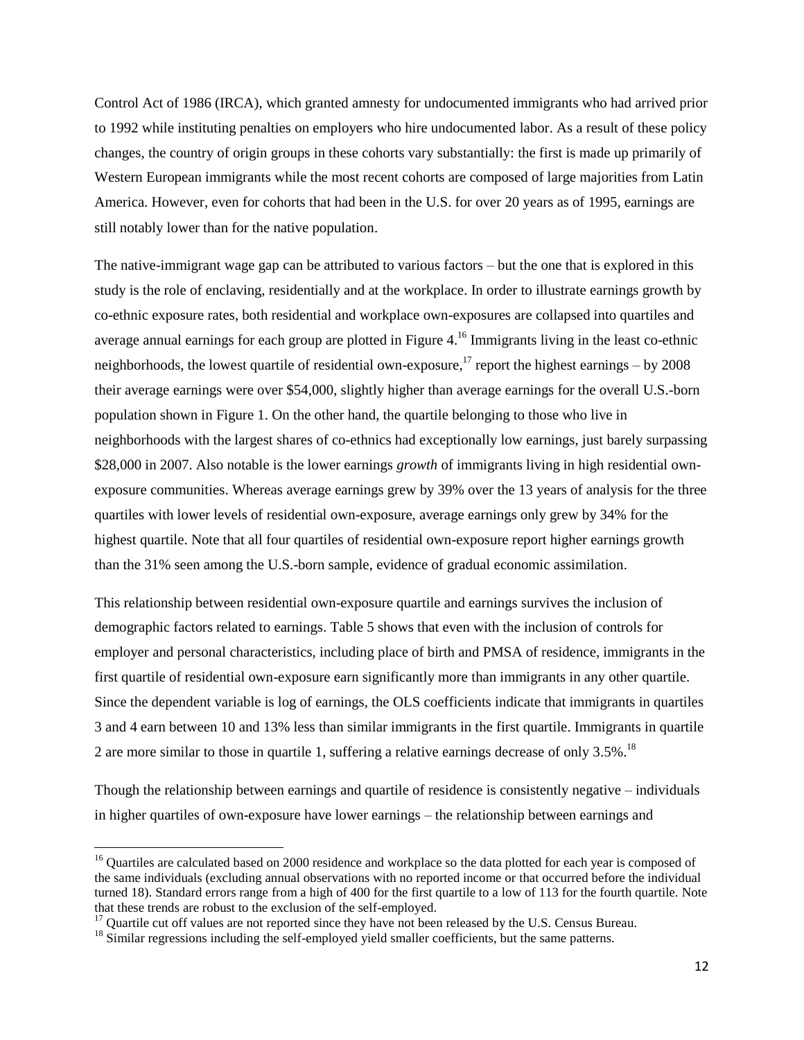Control Act of 1986 (IRCA), which granted amnesty for undocumented immigrants who had arrived prior to 1992 while instituting penalties on employers who hire undocumented labor. As a result of these policy changes, the country of origin groups in these cohorts vary substantially: the first is made up primarily of Western European immigrants while the most recent cohorts are composed of large majorities from Latin America. However, even for cohorts that had been in the U.S. for over 20 years as of 1995, earnings are still notably lower than for the native population.

The native-immigrant wage gap can be attributed to various factors – but the one that is explored in this study is the role of enclaving, residentially and at the workplace. In order to illustrate earnings growth by co-ethnic exposure rates, both residential and workplace own-exposures are collapsed into quartiles and average annual earnings for each group are plotted in Figure 4.[16] Immigrants living in the least co-ethnic neighborhoods, the lowest quartile of residential own-exposure,[17] report the highest earnings – by 2008 their average earnings were over $54,000, slightly higher than average earnings for the overall U.S.-born population shown in Figure 1. On the other hand, the quartile belonging to those who live in neighborhoods with the largest shares of co-ethnics had exceptionally low earnings, just barely surpassing $28,000 in 2007. Also notable is the lower earnings *growth* of immigrants living in high residential own-exposure communities. Whereas average earnings grew by 39% over the 13 years of analysis for the three quartiles with lower levels of residential own-exposure, average earnings only grew by 34% for the highest quartile. Note that all four quartiles of residential own-exposure report higher earnings growth than the 31% seen among the U.S.-born sample, evidence of gradual economic assimilation.

This relationship between residential own-exposure quartile and earnings survives the inclusion of demographic factors related to earnings. Table 5 shows that even with the inclusion of controls for employer and personal characteristics, including place of birth and PMSA of residence, immigrants in the first quartile of residential own-exposure earn significantly more than immigrants in any other quartile. Since the dependent variable is log of earnings, the OLS coefficients indicate that immigrants in quartiles 3 and 4 earn between 10 and 13% less than similar immigrants in the first quartile. Immigrants in quartile 2 are more similar to those in quartile 1, suffering a relative earnings decrease of only 3.5%.[18]

Though the relationship between earnings and quartile of residence is consistently negative – individuals in higher quartiles of own-exposure have lower earnings – the relationship between earnings and

---

[16] Quartiles are calculated based on 2000 residence and workplace so the data plotted for each year is composed of the same individuals (excluding annual observations with no reported income or that occurred before the individual turned 18). Standard errors range from a high of 400 for the first quartile to a low of 113 for the fourth quartile. Note that these trends are robust to the exclusion of the self-employed.

[17] Quartile cut off values are not reported since they have not been released by the U.S. Census Bureau.

[18] Similar regressions including the self-employed yield smaller coefficients, but the same patterns.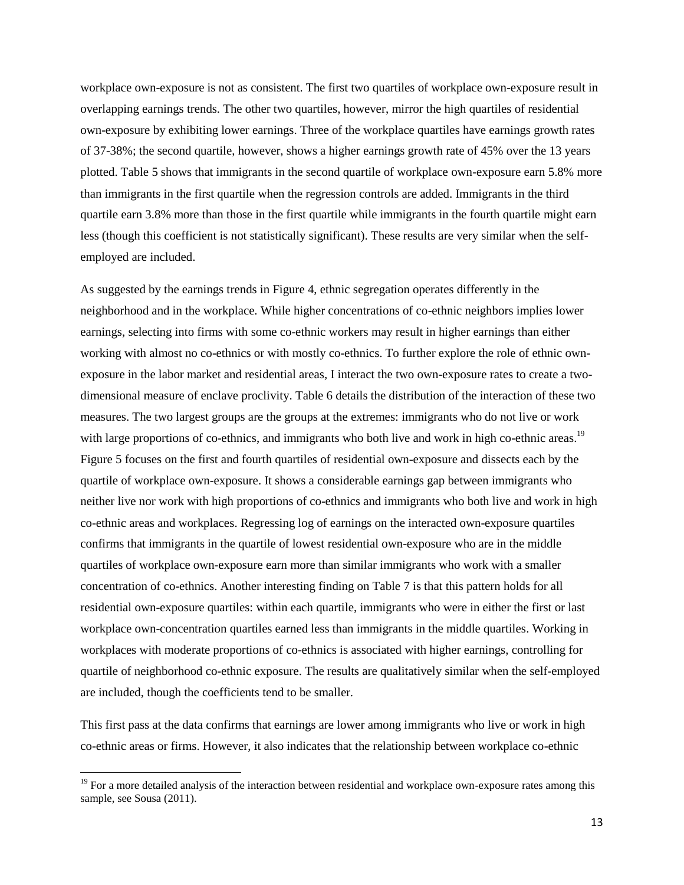workplace own-exposure is not as consistent. The first two quartiles of workplace own-exposure result in overlapping earnings trends. The other two quartiles, however, mirror the high quartiles of residential own-exposure by exhibiting lower earnings. Three of the workplace quartiles have earnings growth rates of 37-38%; the second quartile, however, shows a higher earnings growth rate of 45% over the 13 years plotted. Table 5 shows that immigrants in the second quartile of workplace own-exposure earn 5.8% more than immigrants in the first quartile when the regression controls are added. Immigrants in the third quartile earn 3.8% more than those in the first quartile while immigrants in the fourth quartile might earn less (though this coefficient is not statistically significant). These results are very similar when the self-employed are included.

As suggested by the earnings trends in Figure 4, ethnic segregation operates differently in the neighborhood and in the workplace. While higher concentrations of co-ethnic neighbors implies lower earnings, selecting into firms with some co-ethnic workers may result in higher earnings than either working with almost no co-ethnics or with mostly co-ethnics. To further explore the role of ethnic own-exposure in the labor market and residential areas, I interact the two own-exposure rates to create a two-dimensional measure of enclave proclivity. Table 6 details the distribution of the interaction of these two measures. The two largest groups are the groups at the extremes: immigrants who do not live or work with large proportions of co-ethnics, and immigrants who both live and work in high co-ethnic areas.[19] Figure 5 focuses on the first and fourth quartiles of residential own-exposure and dissects each by the quartile of workplace own-exposure. It shows a considerable earnings gap between immigrants who neither live nor work with high proportions of co-ethnics and immigrants who both live and work in high co-ethnic areas and workplaces. Regressing log of earnings on the interacted own-exposure quartiles confirms that immigrants in the quartile of lowest residential own-exposure who are in the middle quartiles of workplace own-exposure earn more than similar immigrants who work with a smaller concentration of co-ethnics. Another interesting finding on Table 7 is that this pattern holds for all residential own-exposure quartiles: within each quartile, immigrants who were in either the first or last workplace own-concentration quartiles earned less than immigrants in the middle quartiles. Working in workplaces with moderate proportions of co-ethnics is associated with higher earnings, controlling for quartile of neighborhood co-ethnic exposure. The results are qualitatively similar when the self-employed are included, though the coefficients tend to be smaller.

This first pass at the data confirms that earnings are lower among immigrants who live or work in high co-ethnic areas or firms. However, it also indicates that the relationship between workplace co-ethnic

[19] For a more detailed analysis of the interaction between residential and workplace own-exposure rates among this sample, see Sousa (2011).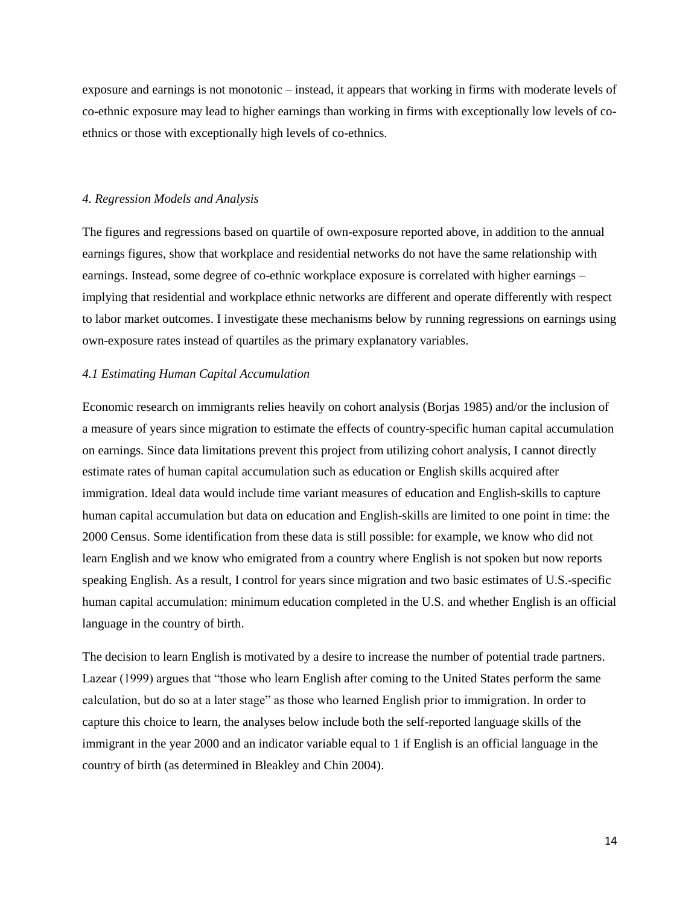exposure and earnings is not monotonic – instead, it appears that working in firms with moderate levels of co-ethnic exposure may lead to higher earnings than working in firms with exceptionally low levels of co-ethnics or those with exceptionally high levels of co-ethnics.

## *4. Regression Models and Analysis*

The figures and regressions based on quartile of own-exposure reported above, in addition to the annual earnings figures, show that workplace and residential networks do not have the same relationship with earnings. Instead, some degree of co-ethnic workplace exposure is correlated with higher earnings – implying that residential and workplace ethnic networks are different and operate differently with respect to labor market outcomes. I investigate these mechanisms below by running regressions on earnings using own-exposure rates instead of quartiles as the primary explanatory variables.

### *4.1 Estimating Human Capital Accumulation*

Economic research on immigrants relies heavily on cohort analysis (Borjas 1985) and/or the inclusion of a measure of years since migration to estimate the effects of country-specific human capital accumulation on earnings. Since data limitations prevent this project from utilizing cohort analysis, I cannot directly estimate rates of human capital accumulation such as education or English skills acquired after immigration. Ideal data would include time variant measures of education and English-skills to capture human capital accumulation but data on education and English-skills are limited to one point in time: the 2000 Census. Some identification from these data is still possible: for example, we know who did not learn English and we know who emigrated from a country where English is not spoken but now reports speaking English. As a result, I control for years since migration and two basic estimates of U.S.-specific human capital accumulation: minimum education completed in the U.S. and whether English is an official language in the country of birth.

The decision to learn English is motivated by a desire to increase the number of potential trade partners. Lazear (1999) argues that "those who learn English after coming to the United States perform the same calculation, but do so at a later stage" as those who learned English prior to immigration. In order to capture this choice to learn, the analyses below include both the self-reported language skills of the immigrant in the year 2000 and an indicator variable equal to 1 if English is an official language in the country of birth (as determined in Bleakley and Chin 2004).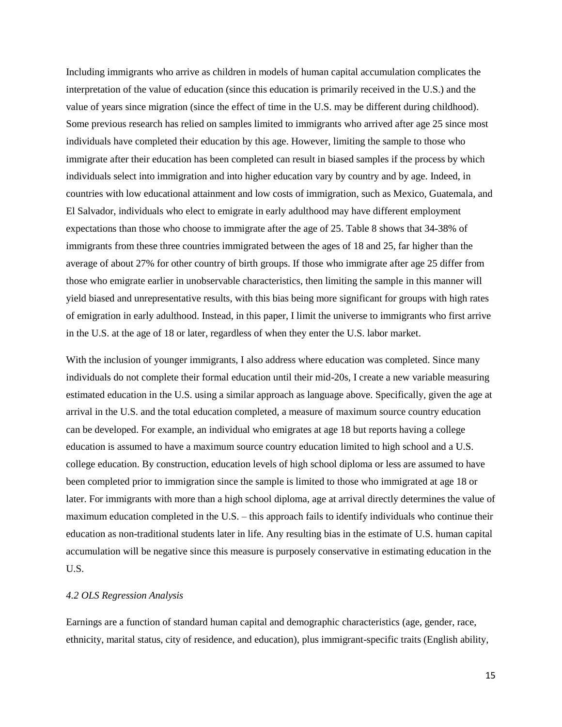Including immigrants who arrive as children in models of human capital accumulation complicates the interpretation of the value of education (since this education is primarily received in the U.S.) and the value of years since migration (since the effect of time in the U.S. may be different during childhood). Some previous research has relied on samples limited to immigrants who arrived after age 25 since most individuals have completed their education by this age. However, limiting the sample to those who immigrate after their education has been completed can result in biased samples if the process by which individuals select into immigration and into higher education vary by country and by age. Indeed, in countries with low educational attainment and low costs of immigration, such as Mexico, Guatemala, and El Salvador, individuals who elect to emigrate in early adulthood may have different employment expectations than those who choose to immigrate after the age of 25. Table 8 shows that 34-38% of immigrants from these three countries immigrated between the ages of 18 and 25, far higher than the average of about 27% for other country of birth groups. If those who immigrate after age 25 differ from those who emigrate earlier in unobservable characteristics, then limiting the sample in this manner will yield biased and unrepresentative results, with this bias being more significant for groups with high rates of emigration in early adulthood. Instead, in this paper, I limit the universe to immigrants who first arrive in the U.S. at the age of 18 or later, regardless of when they enter the U.S. labor market.

With the inclusion of younger immigrants, I also address where education was completed. Since many individuals do not complete their formal education until their mid-20s, I create a new variable measuring estimated education in the U.S. using a similar approach as language above. Specifically, given the age at arrival in the U.S. and the total education completed, a measure of maximum source country education can be developed. For example, an individual who emigrates at age 18 but reports having a college education is assumed to have a maximum source country education limited to high school and a U.S. college education. By construction, education levels of high school diploma or less are assumed to have been completed prior to immigration since the sample is limited to those who immigrated at age 18 or later. For immigrants with more than a high school diploma, age at arrival directly determines the value of maximum education completed in the U.S. – this approach fails to identify individuals who continue their education as non-traditional students later in life. Any resulting bias in the estimate of U.S. human capital accumulation will be negative since this measure is purposely conservative in estimating education in the U.S.

### *4.2 OLS Regression Analysis*

Earnings are a function of standard human capital and demographic characteristics (age, gender, race, ethnicity, marital status, city of residence, and education), plus immigrant-specific traits (English ability,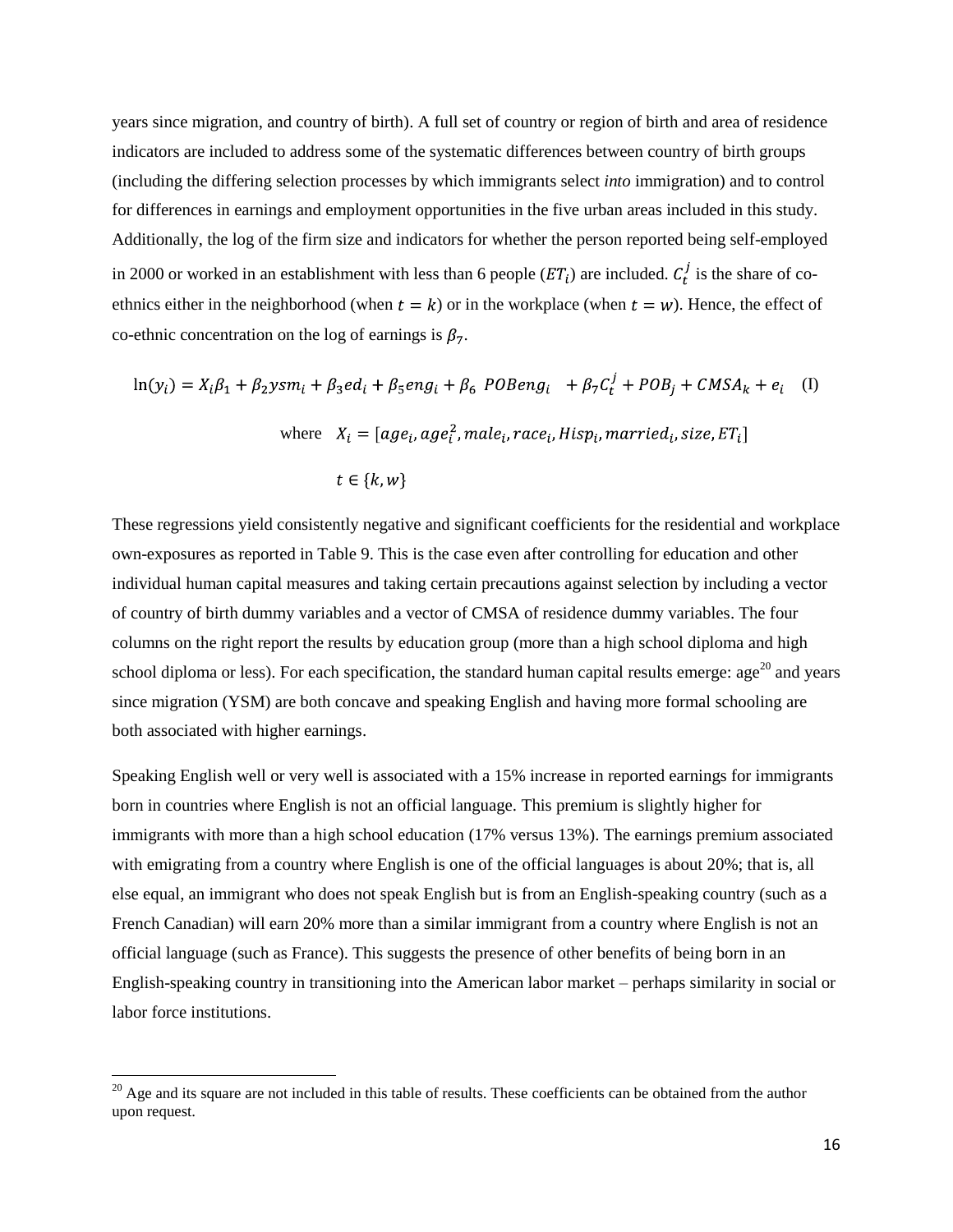years since migration, and country of birth). A full set of country or region of birth and area of residence indicators are included to address some of the systematic differences between country of birth groups (including the differing selection processes by which immigrants select *into* immigration) and to control for differences in earnings and employment opportunities in the five urban areas included in this study. Additionally, the log of the firm size and indicators for whether the person reported being self-employed in 2000 or worked in an establishment with less than 6 people ($ET_i$) are included. $C_t^j$ is the share of co-ethnics either in the neighborhood (when $t = k$) or in the workplace (when $t = w$). Hence, the effect of co-ethnic concentration on the log of earnings is $\beta_7$.

$$\ln(y_i) = X_i\beta_1 + \beta_2 ysm_i + \beta_3 ed_i + \beta_5 eng_i + \beta_6 \ POBeng_i \ + \beta_7 C_t^j + POB_j + CMSA_k + e_i \quad \text{(I)}$$

$$\text{where} \quad X_i = [age_i, age_i^2, male_i, race_i, Hisp_i, married_i, size, ET_i]$$

$$t \in \{k, w\}$$

These regressions yield consistently negative and significant coefficients for the residential and workplace own-exposures as reported in Table 9. This is the case even after controlling for education and other individual human capital measures and taking certain precautions against selection by including a vector of country of birth dummy variables and a vector of CMSA of residence dummy variables. The four columns on the right report the results by education group (more than a high school diploma and high school diploma or less). For each specification, the standard human capital results emerge: age[20] and years since migration (YSM) are both concave and speaking English and having more formal schooling are both associated with higher earnings.

Speaking English well or very well is associated with a 15% increase in reported earnings for immigrants born in countries where English is not an official language. This premium is slightly higher for immigrants with more than a high school education (17% versus 13%). The earnings premium associated with emigrating from a country where English is one of the official languages is about 20%; that is, all else equal, an immigrant who does not speak English but is from an English-speaking country (such as a French Canadian) will earn 20% more than a similar immigrant from a country where English is not an official language (such as France). This suggests the presence of other benefits of being born in an English-speaking country in transitioning into the American labor market – perhaps similarity in social or labor force institutions.

---

[20] Age and its square are not included in this table of results. These coefficients can be obtained from the author upon request.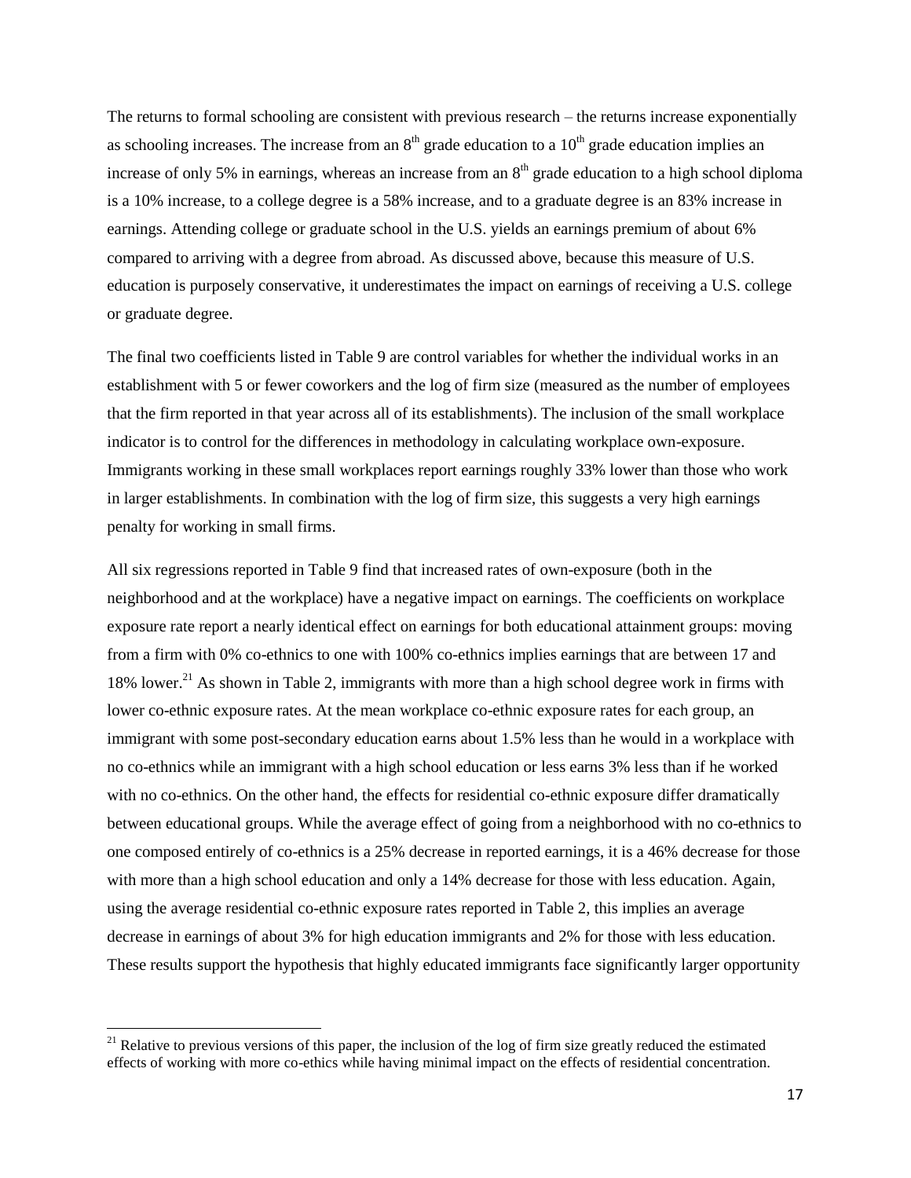The returns to formal schooling are consistent with previous research – the returns increase exponentially as schooling increases. The increase from an 8th grade education to a 10th grade education implies an increase of only 5% in earnings, whereas an increase from an 8th grade education to a high school diploma is a 10% increase, to a college degree is a 58% increase, and to a graduate degree is an 83% increase in earnings. Attending college or graduate school in the U.S. yields an earnings premium of about 6% compared to arriving with a degree from abroad. As discussed above, because this measure of U.S. education is purposely conservative, it underestimates the impact on earnings of receiving a U.S. college or graduate degree.

The final two coefficients listed in Table 9 are control variables for whether the individual works in an establishment with 5 or fewer coworkers and the log of firm size (measured as the number of employees that the firm reported in that year across all of its establishments). The inclusion of the small workplace indicator is to control for the differences in methodology in calculating workplace own-exposure. Immigrants working in these small workplaces report earnings roughly 33% lower than those who work in larger establishments. In combination with the log of firm size, this suggests a very high earnings penalty for working in small firms.

All six regressions reported in Table 9 find that increased rates of own-exposure (both in the neighborhood and at the workplace) have a negative impact on earnings. The coefficients on workplace exposure rate report a nearly identical effect on earnings for both educational attainment groups: moving from a firm with 0% co-ethnics to one with 100% co-ethnics implies earnings that are between 17 and 18% lower.[21] As shown in Table 2, immigrants with more than a high school degree work in firms with lower co-ethnic exposure rates. At the mean workplace co-ethnic exposure rates for each group, an immigrant with some post-secondary education earns about 1.5% less than he would in a workplace with no co-ethnics while an immigrant with a high school education or less earns 3% less than if he worked with no co-ethnics. On the other hand, the effects for residential co-ethnic exposure differ dramatically between educational groups. While the average effect of going from a neighborhood with no co-ethnics to one composed entirely of co-ethnics is a 25% decrease in reported earnings, it is a 46% decrease for those with more than a high school education and only a 14% decrease for those with less education. Again, using the average residential co-ethnic exposure rates reported in Table 2, this implies an average decrease in earnings of about 3% for high education immigrants and 2% for those with less education. These results support the hypothesis that highly educated immigrants face significantly larger opportunity

[21] Relative to previous versions of this paper, the inclusion of the log of firm size greatly reduced the estimated effects of working with more co-ethics while having minimal impact on the effects of residential concentration.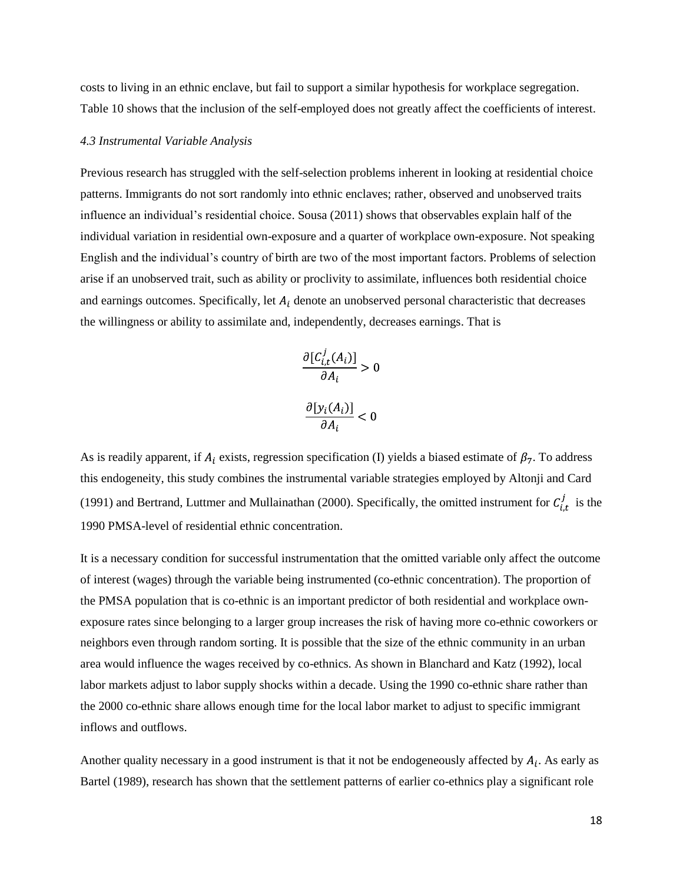costs to living in an ethnic enclave, but fail to support a similar hypothesis for workplace segregation. Table 10 shows that the inclusion of the self-employed does not greatly affect the coefficients of interest.

### *4.3 Instrumental Variable Analysis*

Previous research has struggled with the self-selection problems inherent in looking at residential choice patterns. Immigrants do not sort randomly into ethnic enclaves; rather, observed and unobserved traits influence an individual's residential choice. Sousa (2011) shows that observables explain half of the individual variation in residential own-exposure and a quarter of workplace own-exposure. Not speaking English and the individual's country of birth are two of the most important factors. Problems of selection arise if an unobserved trait, such as ability or proclivity to assimilate, influences both residential choice and earnings outcomes. Specifically, let $A_i$ denote an unobserved personal characteristic that decreases the willingness or ability to assimilate and, independently, decreases earnings. That is

$$\frac{\partial [C_{i,t}^{j}(A_i)]}{\partial A_i} > 0$$

$$\frac{\partial [y_i(A_i)]}{\partial A_i} < 0$$

As is readily apparent, if $A_i$ exists, regression specification (I) yields a biased estimate of $\beta_7$. To address this endogeneity, this study combines the instrumental variable strategies employed by Altonji and Card (1991) and Bertrand, Luttmer and Mullainathan (2000). Specifically, the omitted instrument for $C_{i,t}^{j}$ is the 1990 PMSA-level of residential ethnic concentration.

It is a necessary condition for successful instrumentation that the omitted variable only affect the outcome of interest (wages) through the variable being instrumented (co-ethnic concentration). The proportion of the PMSA population that is co-ethnic is an important predictor of both residential and workplace own-exposure rates since belonging to a larger group increases the risk of having more co-ethnic coworkers or neighbors even through random sorting. It is possible that the size of the ethnic community in an urban area would influence the wages received by co-ethnics. As shown in Blanchard and Katz (1992), local labor markets adjust to labor supply shocks within a decade. Using the 1990 co-ethnic share rather than the 2000 co-ethnic share allows enough time for the local labor market to adjust to specific immigrant inflows and outflows.

Another quality necessary in a good instrument is that it not be endogeneously affected by $A_i$. As early as Bartel (1989), research has shown that the settlement patterns of earlier co-ethnics play a significant role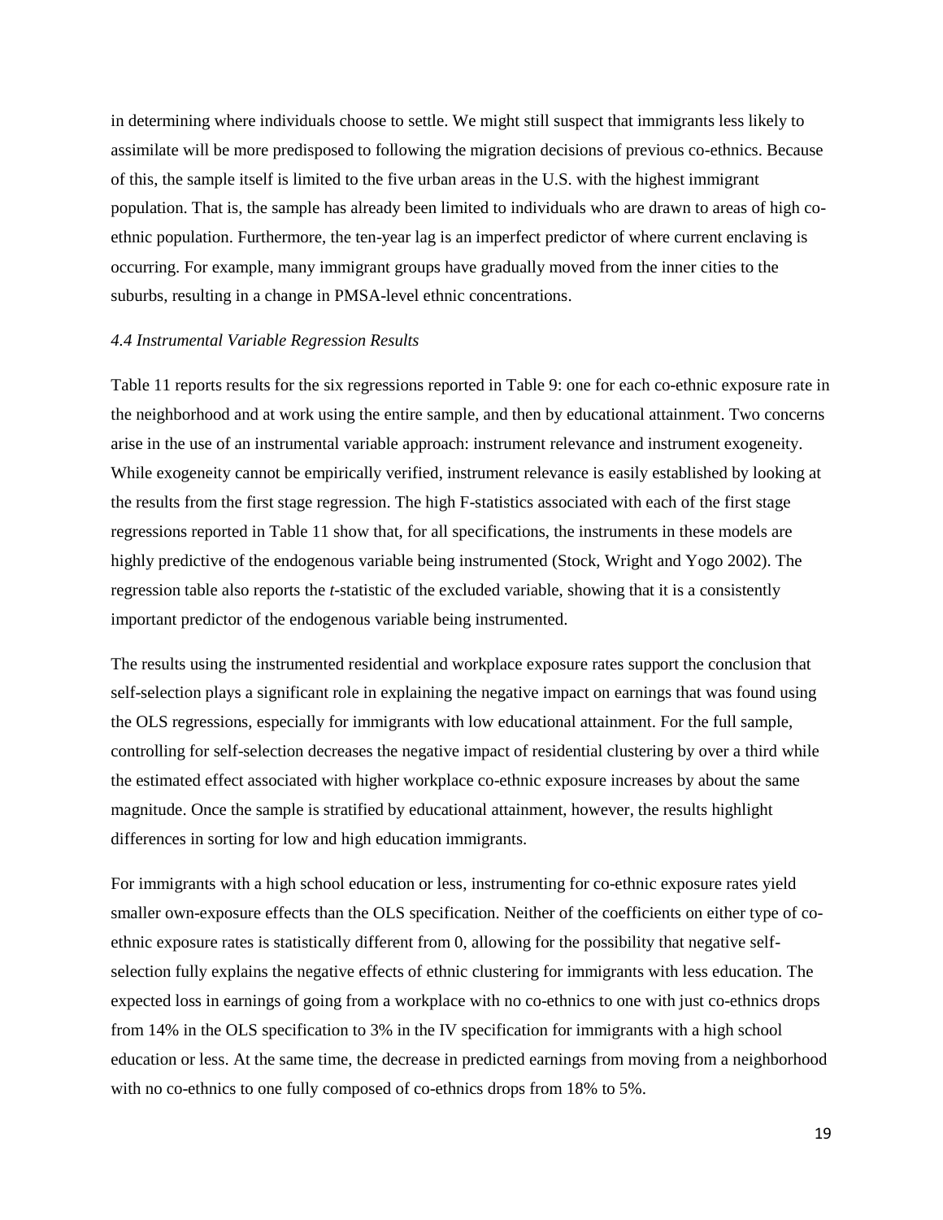in determining where individuals choose to settle. We might still suspect that immigrants less likely to assimilate will be more predisposed to following the migration decisions of previous co-ethnics. Because of this, the sample itself is limited to the five urban areas in the U.S. with the highest immigrant population. That is, the sample has already been limited to individuals who are drawn to areas of high co-ethnic population. Furthermore, the ten-year lag is an imperfect predictor of where current enclaving is occurring. For example, many immigrant groups have gradually moved from the inner cities to the suburbs, resulting in a change in PMSA-level ethnic concentrations.

### *4.4 Instrumental Variable Regression Results*

Table 11 reports results for the six regressions reported in Table 9: one for each co-ethnic exposure rate in the neighborhood and at work using the entire sample, and then by educational attainment. Two concerns arise in the use of an instrumental variable approach: instrument relevance and instrument exogeneity. While exogeneity cannot be empirically verified, instrument relevance is easily established by looking at the results from the first stage regression. The high F-statistics associated with each of the first stage regressions reported in Table 11 show that, for all specifications, the instruments in these models are highly predictive of the endogenous variable being instrumented (Stock, Wright and Yogo 2002). The regression table also reports the *t*-statistic of the excluded variable, showing that it is a consistently important predictor of the endogenous variable being instrumented.

The results using the instrumented residential and workplace exposure rates support the conclusion that self-selection plays a significant role in explaining the negative impact on earnings that was found using the OLS regressions, especially for immigrants with low educational attainment. For the full sample, controlling for self-selection decreases the negative impact of residential clustering by over a third while the estimated effect associated with higher workplace co-ethnic exposure increases by about the same magnitude. Once the sample is stratified by educational attainment, however, the results highlight differences in sorting for low and high education immigrants.

For immigrants with a high school education or less, instrumenting for co-ethnic exposure rates yield smaller own-exposure effects than the OLS specification. Neither of the coefficients on either type of co-ethnic exposure rates is statistically different from 0, allowing for the possibility that negative self-selection fully explains the negative effects of ethnic clustering for immigrants with less education. The expected loss in earnings of going from a workplace with no co-ethnics to one with just co-ethnics drops from 14% in the OLS specification to 3% in the IV specification for immigrants with a high school education or less. At the same time, the decrease in predicted earnings from moving from a neighborhood with no co-ethnics to one fully composed of co-ethnics drops from 18% to 5%.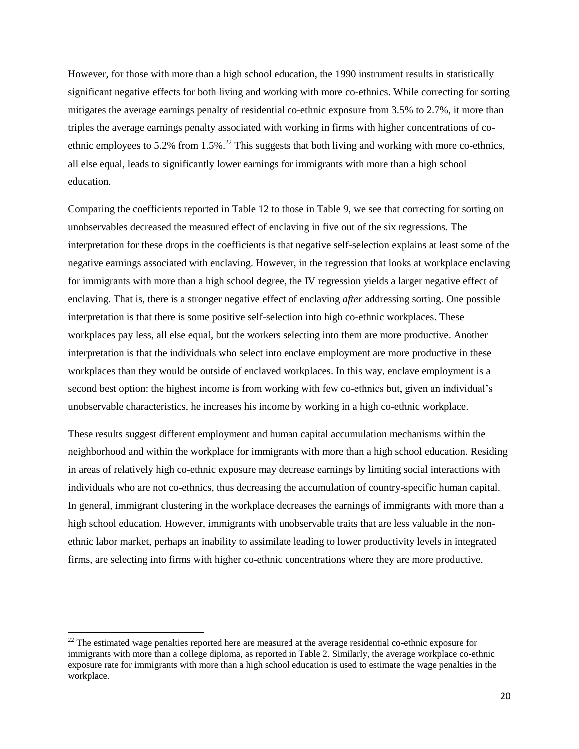However, for those with more than a high school education, the 1990 instrument results in statistically significant negative effects for both living and working with more co-ethnics. While correcting for sorting mitigates the average earnings penalty of residential co-ethnic exposure from 3.5% to 2.7%, it more than triples the average earnings penalty associated with working in firms with higher concentrations of co-ethnic employees to 5.2% from 1.5%.[22] This suggests that both living and working with more co-ethnics, all else equal, leads to significantly lower earnings for immigrants with more than a high school education.

Comparing the coefficients reported in Table 12 to those in Table 9, we see that correcting for sorting on unobservables decreased the measured effect of enclaving in five out of the six regressions. The interpretation for these drops in the coefficients is that negative self-selection explains at least some of the negative earnings associated with enclaving. However, in the regression that looks at workplace enclaving for immigrants with more than a high school degree, the IV regression yields a larger negative effect of enclaving. That is, there is a stronger negative effect of enclaving *after* addressing sorting. One possible interpretation is that there is some positive self-selection into high co-ethnic workplaces. These workplaces pay less, all else equal, but the workers selecting into them are more productive. Another interpretation is that the individuals who select into enclave employment are more productive in these workplaces than they would be outside of enclaved workplaces. In this way, enclave employment is a second best option: the highest income is from working with few co-ethnics but, given an individual's unobservable characteristics, he increases his income by working in a high co-ethnic workplace.

These results suggest different employment and human capital accumulation mechanisms within the neighborhood and within the workplace for immigrants with more than a high school education. Residing in areas of relatively high co-ethnic exposure may decrease earnings by limiting social interactions with individuals who are not co-ethnics, thus decreasing the accumulation of country-specific human capital. In general, immigrant clustering in the workplace decreases the earnings of immigrants with more than a high school education. However, immigrants with unobservable traits that are less valuable in the non-ethnic labor market, perhaps an inability to assimilate leading to lower productivity levels in integrated firms, are selecting into firms with higher co-ethnic concentrations where they are more productive.

---

[22] The estimated wage penalties reported here are measured at the average residential co-ethnic exposure for immigrants with more than a college diploma, as reported in Table 2. Similarly, the average workplace co-ethnic exposure rate for immigrants with more than a high school education is used to estimate the wage penalties in the workplace.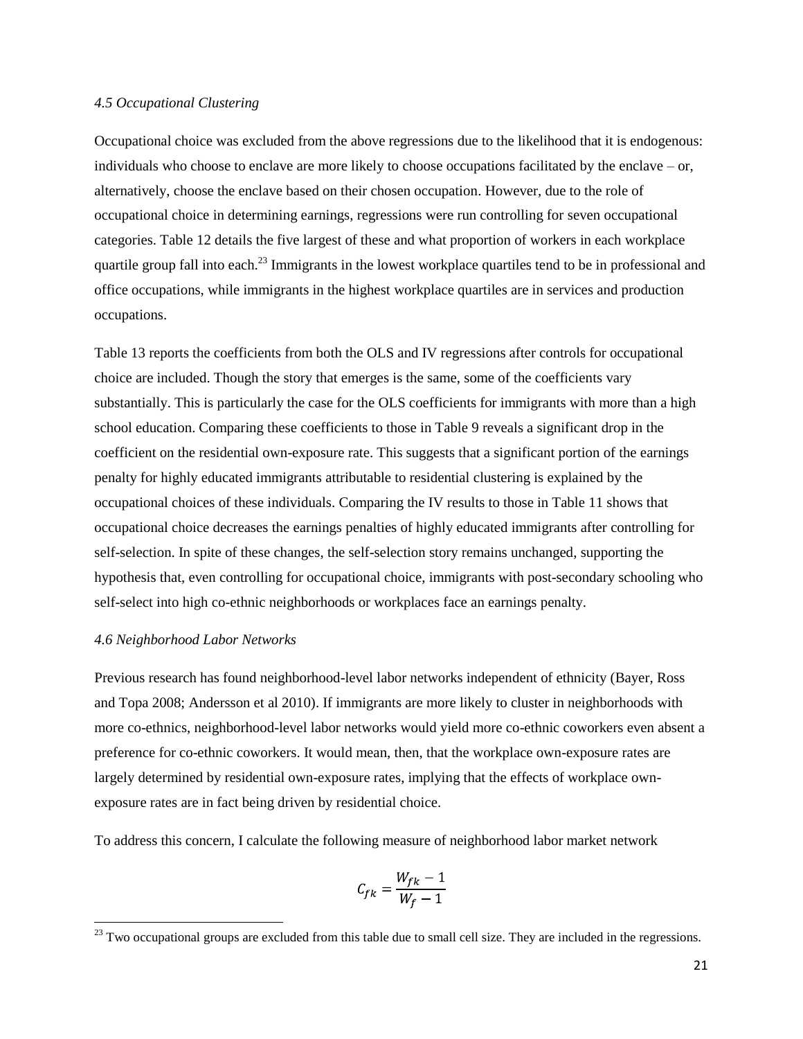### *4.5 Occupational Clustering*

Occupational choice was excluded from the above regressions due to the likelihood that it is endogenous: individuals who choose to enclave are more likely to choose occupations facilitated by the enclave – or, alternatively, choose the enclave based on their chosen occupation. However, due to the role of occupational choice in determining earnings, regressions were run controlling for seven occupational categories. Table 12 details the five largest of these and what proportion of workers in each workplace quartile group fall into each.[23] Immigrants in the lowest workplace quartiles tend to be in professional and office occupations, while immigrants in the highest workplace quartiles are in services and production occupations.

Table 13 reports the coefficients from both the OLS and IV regressions after controls for occupational choice are included. Though the story that emerges is the same, some of the coefficients vary substantially. This is particularly the case for the OLS coefficients for immigrants with more than a high school education. Comparing these coefficients to those in Table 9 reveals a significant drop in the coefficient on the residential own-exposure rate. This suggests that a significant portion of the earnings penalty for highly educated immigrants attributable to residential clustering is explained by the occupational choices of these individuals. Comparing the IV results to those in Table 11 shows that occupational choice decreases the earnings penalties of highly educated immigrants after controlling for self-selection. In spite of these changes, the self-selection story remains unchanged, supporting the hypothesis that, even controlling for occupational choice, immigrants with post-secondary schooling who self-select into high co-ethnic neighborhoods or workplaces face an earnings penalty.

### *4.6 Neighborhood Labor Networks*

Previous research has found neighborhood-level labor networks independent of ethnicity (Bayer, Ross and Topa 2008; Andersson et al 2010). If immigrants are more likely to cluster in neighborhoods with more co-ethnics, neighborhood-level labor networks would yield more co-ethnic coworkers even absent a preference for co-ethnic coworkers. It would mean, then, that the workplace own-exposure rates are largely determined by residential own-exposure rates, implying that the effects of workplace own-exposure rates are in fact being driven by residential choice.

To address this concern, I calculate the following measure of neighborhood labor market network

$$C_{fk} = \frac{W_{fk} - 1}{W_f - 1}$$

[23] Two occupational groups are excluded from this table due to small cell size. They are included in the regressions.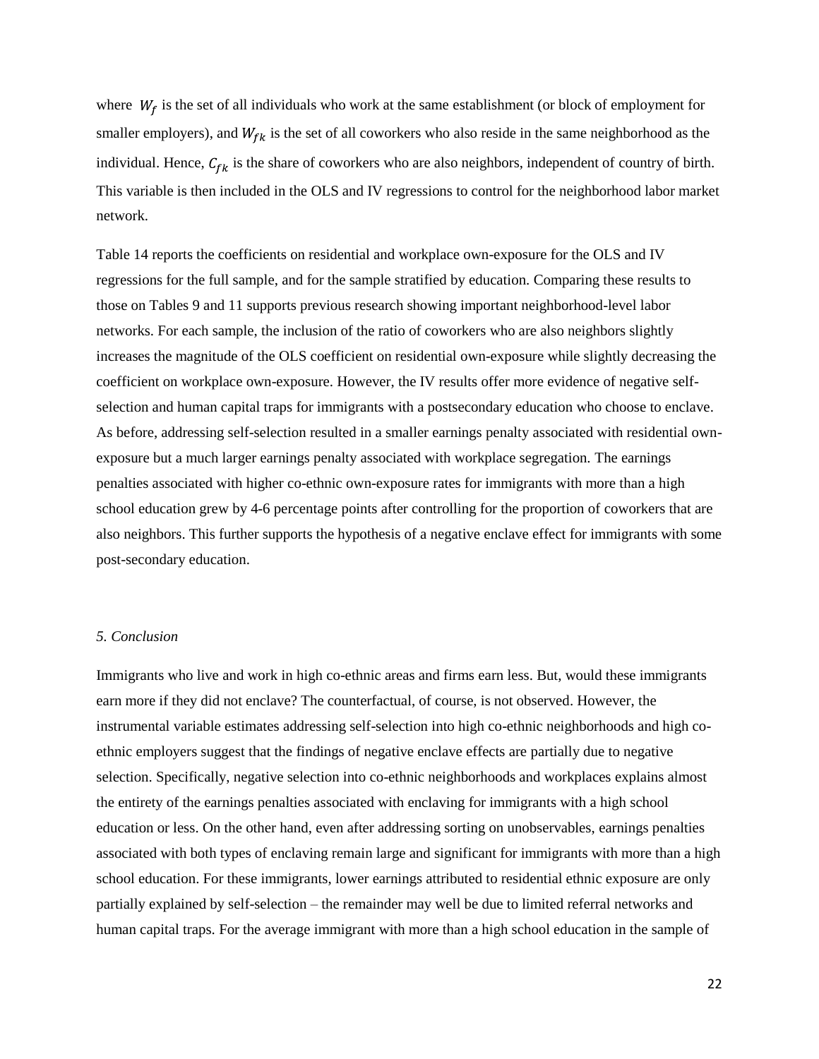where $W_f$ is the set of all individuals who work at the same establishment (or block of employment for smaller employers), and $W_{fk}$ is the set of all coworkers who also reside in the same neighborhood as the individual. Hence, $C_{fk}$ is the share of coworkers who are also neighbors, independent of country of birth. This variable is then included in the OLS and IV regressions to control for the neighborhood labor market network.

Table 14 reports the coefficients on residential and workplace own-exposure for the OLS and IV regressions for the full sample, and for the sample stratified by education. Comparing these results to those on Tables 9 and 11 supports previous research showing important neighborhood-level labor networks. For each sample, the inclusion of the ratio of coworkers who are also neighbors slightly increases the magnitude of the OLS coefficient on residential own-exposure while slightly decreasing the coefficient on workplace own-exposure. However, the IV results offer more evidence of negative self-selection and human capital traps for immigrants with a postsecondary education who choose to enclave. As before, addressing self-selection resulted in a smaller earnings penalty associated with residential own-exposure but a much larger earnings penalty associated with workplace segregation. The earnings penalties associated with higher co-ethnic own-exposure rates for immigrants with more than a high school education grew by 4-6 percentage points after controlling for the proportion of coworkers that are also neighbors. This further supports the hypothesis of a negative enclave effect for immigrants with some post-secondary education.

## *5. Conclusion*

Immigrants who live and work in high co-ethnic areas and firms earn less. But, would these immigrants earn more if they did not enclave? The counterfactual, of course, is not observed. However, the instrumental variable estimates addressing self-selection into high co-ethnic neighborhoods and high co-ethnic employers suggest that the findings of negative enclave effects are partially due to negative selection. Specifically, negative selection into co-ethnic neighborhoods and workplaces explains almost the entirety of the earnings penalties associated with enclaving for immigrants with a high school education or less. On the other hand, even after addressing sorting on unobservables, earnings penalties associated with both types of enclaving remain large and significant for immigrants with more than a high school education. For these immigrants, lower earnings attributed to residential ethnic exposure are only partially explained by self-selection – the remainder may well be due to limited referral networks and human capital traps. For the average immigrant with more than a high school education in the sample of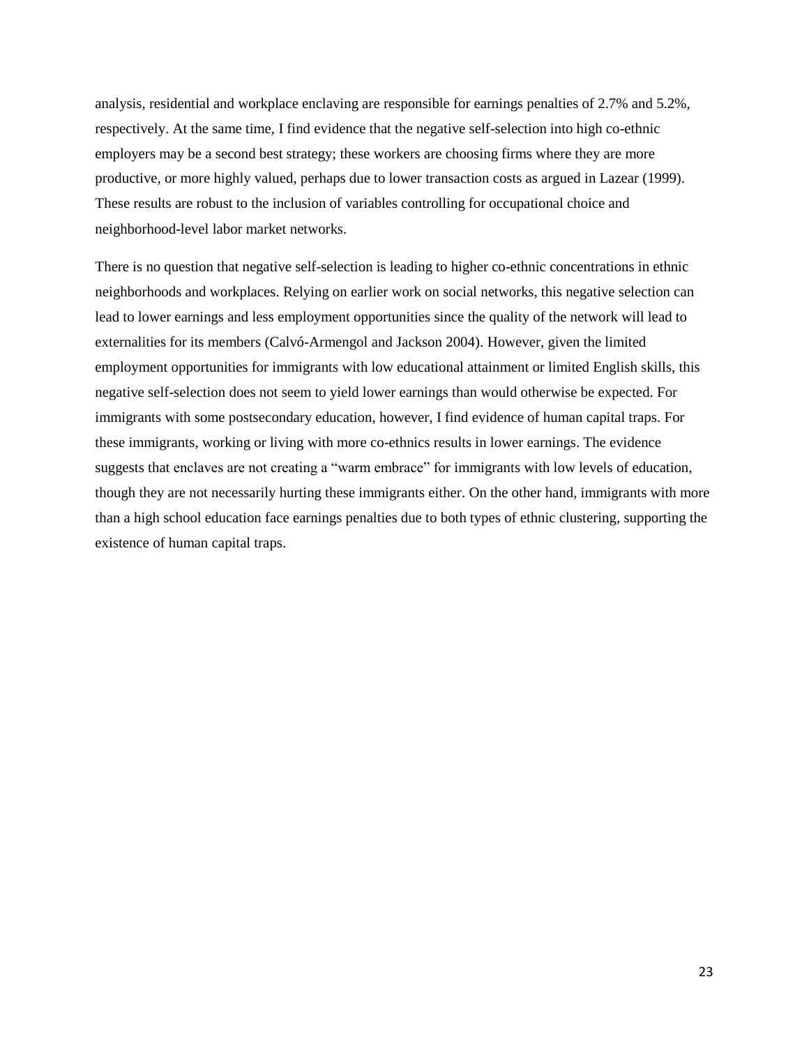analysis, residential and workplace enclaving are responsible for earnings penalties of 2.7% and 5.2%, respectively. At the same time, I find evidence that the negative self-selection into high co-ethnic employers may be a second best strategy; these workers are choosing firms where they are more productive, or more highly valued, perhaps due to lower transaction costs as argued in Lazear (1999). These results are robust to the inclusion of variables controlling for occupational choice and neighborhood-level labor market networks.

There is no question that negative self-selection is leading to higher co-ethnic concentrations in ethnic neighborhoods and workplaces. Relying on earlier work on social networks, this negative selection can lead to lower earnings and less employment opportunities since the quality of the network will lead to externalities for its members (Calvó-Armengol and Jackson 2004). However, given the limited employment opportunities for immigrants with low educational attainment or limited English skills, this negative self-selection does not seem to yield lower earnings than would otherwise be expected. For immigrants with some postsecondary education, however, I find evidence of human capital traps. For these immigrants, working or living with more co-ethnics results in lower earnings. The evidence suggests that enclaves are not creating a "warm embrace" for immigrants with low levels of education, though they are not necessarily hurting these immigrants either. On the other hand, immigrants with more than a high school education face earnings penalties due to both types of ethnic clustering, supporting the existence of human capital traps.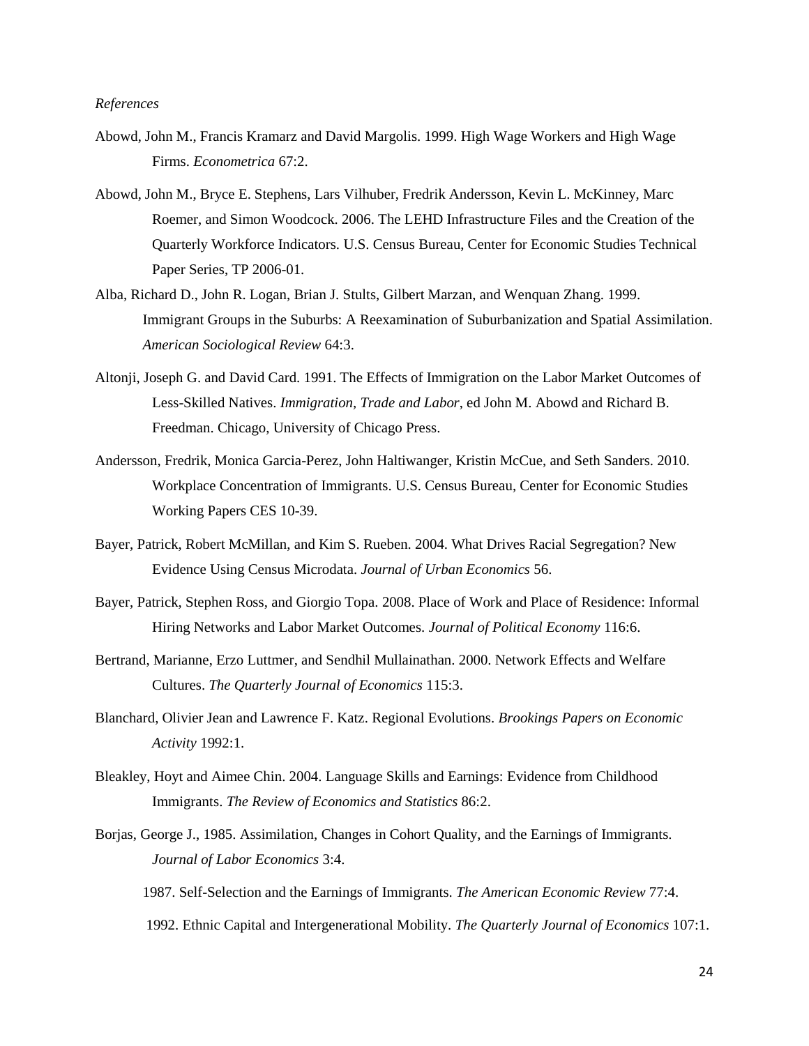*References*

Abowd, John M., Francis Kramarz and David Margolis. 1999. High Wage Workers and High Wage Firms. *Econometrica* 67:2.

Abowd, John M., Bryce E. Stephens, Lars Vilhuber, Fredrik Andersson, Kevin L. McKinney, Marc Roemer, and Simon Woodcock. 2006. The LEHD Infrastructure Files and the Creation of the Quarterly Workforce Indicators. U.S. Census Bureau, Center for Economic Studies Technical Paper Series, TP 2006-01.

Alba, Richard D., John R. Logan, Brian J. Stults, Gilbert Marzan, and Wenquan Zhang. 1999. Immigrant Groups in the Suburbs: A Reexamination of Suburbanization and Spatial Assimilation. *American Sociological Review* 64:3.

Altonji, Joseph G. and David Card. 1991. The Effects of Immigration on the Labor Market Outcomes of Less-Skilled Natives. *Immigration, Trade and Labor*, ed John M. Abowd and Richard B. Freedman. Chicago, University of Chicago Press.

Andersson, Fredrik, Monica Garcia-Perez, John Haltiwanger, Kristin McCue, and Seth Sanders. 2010. Workplace Concentration of Immigrants. U.S. Census Bureau, Center for Economic Studies Working Papers CES 10-39.

Bayer, Patrick, Robert McMillan, and Kim S. Rueben. 2004. What Drives Racial Segregation? New Evidence Using Census Microdata. *Journal of Urban Economics* 56.

Bayer, Patrick, Stephen Ross, and Giorgio Topa. 2008. Place of Work and Place of Residence: Informal Hiring Networks and Labor Market Outcomes. *Journal of Political Economy* 116:6.

Bertrand, Marianne, Erzo Luttmer, and Sendhil Mullainathan. 2000. Network Effects and Welfare Cultures. *The Quarterly Journal of Economics* 115:3.

Blanchard, Olivier Jean and Lawrence F. Katz. Regional Evolutions. *Brookings Papers on Economic Activity* 1992:1.

Bleakley, Hoyt and Aimee Chin. 2004. Language Skills and Earnings: Evidence from Childhood Immigrants. *The Review of Economics and Statistics* 86:2.

Borjas, George J., 1985. Assimilation, Changes in Cohort Quality, and the Earnings of Immigrants. *Journal of Labor Economics* 3:4.

1987. Self-Selection and the Earnings of Immigrants. *The American Economic Review* 77:4.

1992. Ethnic Capital and Intergenerational Mobility. *The Quarterly Journal of Economics* 107:1.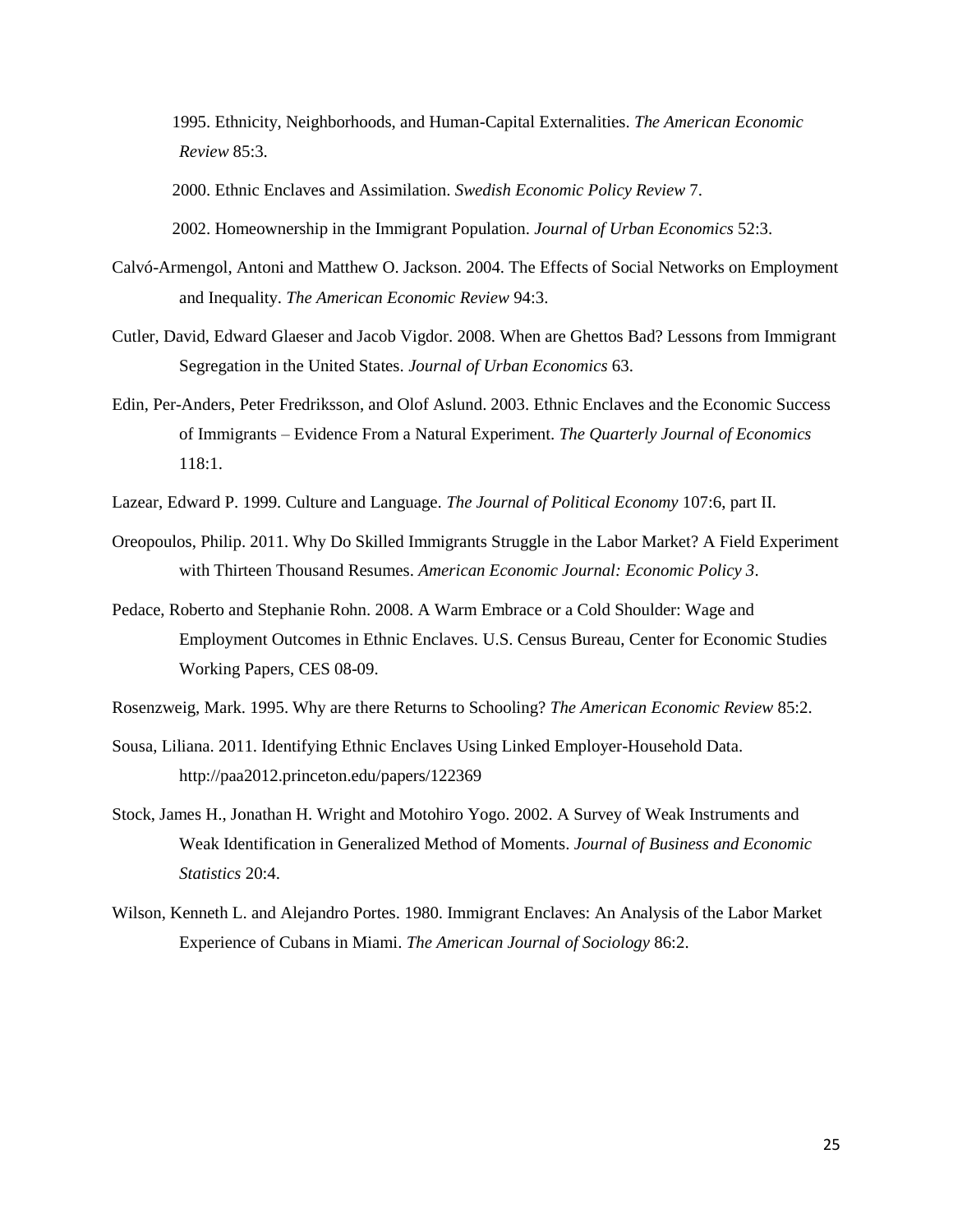1995. Ethnicity, Neighborhoods, and Human-Capital Externalities. *The American Economic Review* 85:3.

2000. Ethnic Enclaves and Assimilation. *Swedish Economic Policy Review* 7.

2002. Homeownership in the Immigrant Population. *Journal of Urban Economics* 52:3.

Calvó-Armengol, Antoni and Matthew O. Jackson. 2004. The Effects of Social Networks on Employment and Inequality. *The American Economic Review* 94:3.

Cutler, David, Edward Glaeser and Jacob Vigdor. 2008. When are Ghettos Bad? Lessons from Immigrant Segregation in the United States. *Journal of Urban Economics* 63.

Edin, Per-Anders, Peter Fredriksson, and Olof Aslund. 2003. Ethnic Enclaves and the Economic Success of Immigrants – Evidence From a Natural Experiment. *The Quarterly Journal of Economics* 118:1.

Lazear, Edward P. 1999. Culture and Language. *The Journal of Political Economy* 107:6, part II.

Oreopoulos, Philip. 2011. Why Do Skilled Immigrants Struggle in the Labor Market? A Field Experiment with Thirteen Thousand Resumes. *American Economic Journal: Economic Policy 3*.

Pedace, Roberto and Stephanie Rohn. 2008. A Warm Embrace or a Cold Shoulder: Wage and Employment Outcomes in Ethnic Enclaves. U.S. Census Bureau, Center for Economic Studies Working Papers, CES 08-09.

Rosenzweig, Mark. 1995. Why are there Returns to Schooling? *The American Economic Review* 85:2.

Sousa, Liliana. 2011. Identifying Ethnic Enclaves Using Linked Employer-Household Data. http://paa2012.princeton.edu/papers/122369

Stock, James H., Jonathan H. Wright and Motohiro Yogo. 2002. A Survey of Weak Instruments and Weak Identification in Generalized Method of Moments. *Journal of Business and Economic Statistics* 20:4.

Wilson, Kenneth L. and Alejandro Portes. 1980. Immigrant Enclaves: An Analysis of the Labor Market Experience of Cubans in Miami. *The American Journal of Sociology* 86:2.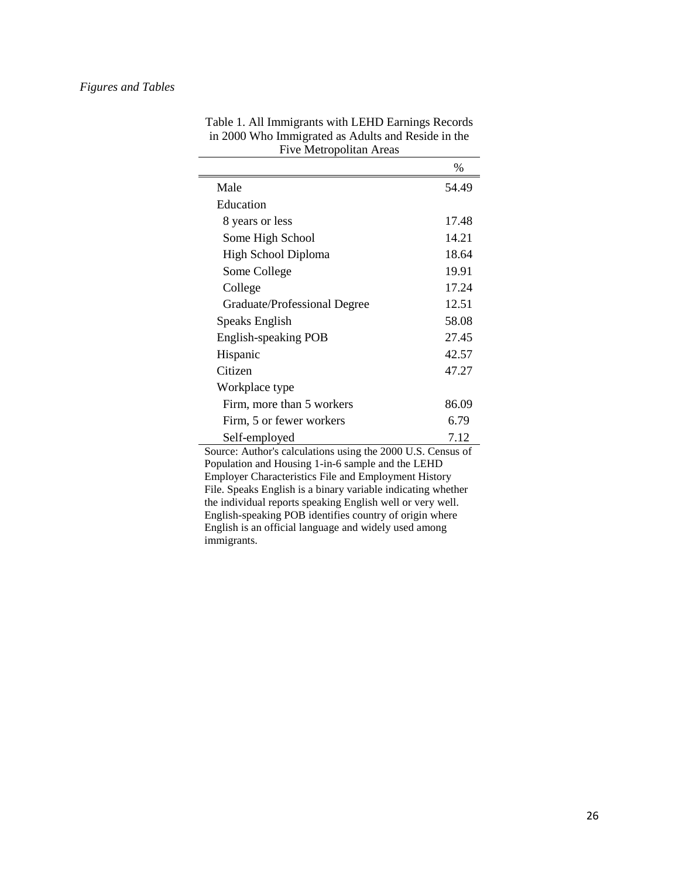*Figures and Tables*

Table 1. All Immigrants with LEHD Earnings Records in 2000 Who Immigrated as Adults and Reside in the Five Metropolitan Areas

| | % |
|---|---|
| Male | 54.49 |
| Education | |
| 8 years or less | 17.48 |
| Some High School | 14.21 |
| High School Diploma | 18.64 |
| Some College | 19.91 |
| College | 17.24 |
| Graduate/Professional Degree | 12.51 |
| Speaks English | 58.08 |
| English-speaking POB | 27.45 |
| Hispanic | 42.57 |
| Citizen | 47.27 |
| Workplace type | |
| Firm, more than 5 workers | 86.09 |
| Firm, 5 or fewer workers | 6.79 |
| Self-employed | 7.12 |

Source: Author's calculations using the 2000 U.S. Census of Population and Housing 1-in-6 sample and the LEHD Employer Characteristics File and Employment History File. Speaks English is a binary variable indicating whether the individual reports speaking English well or very well. English-speaking POB identifies country of origin where English is an official language and widely used among immigrants.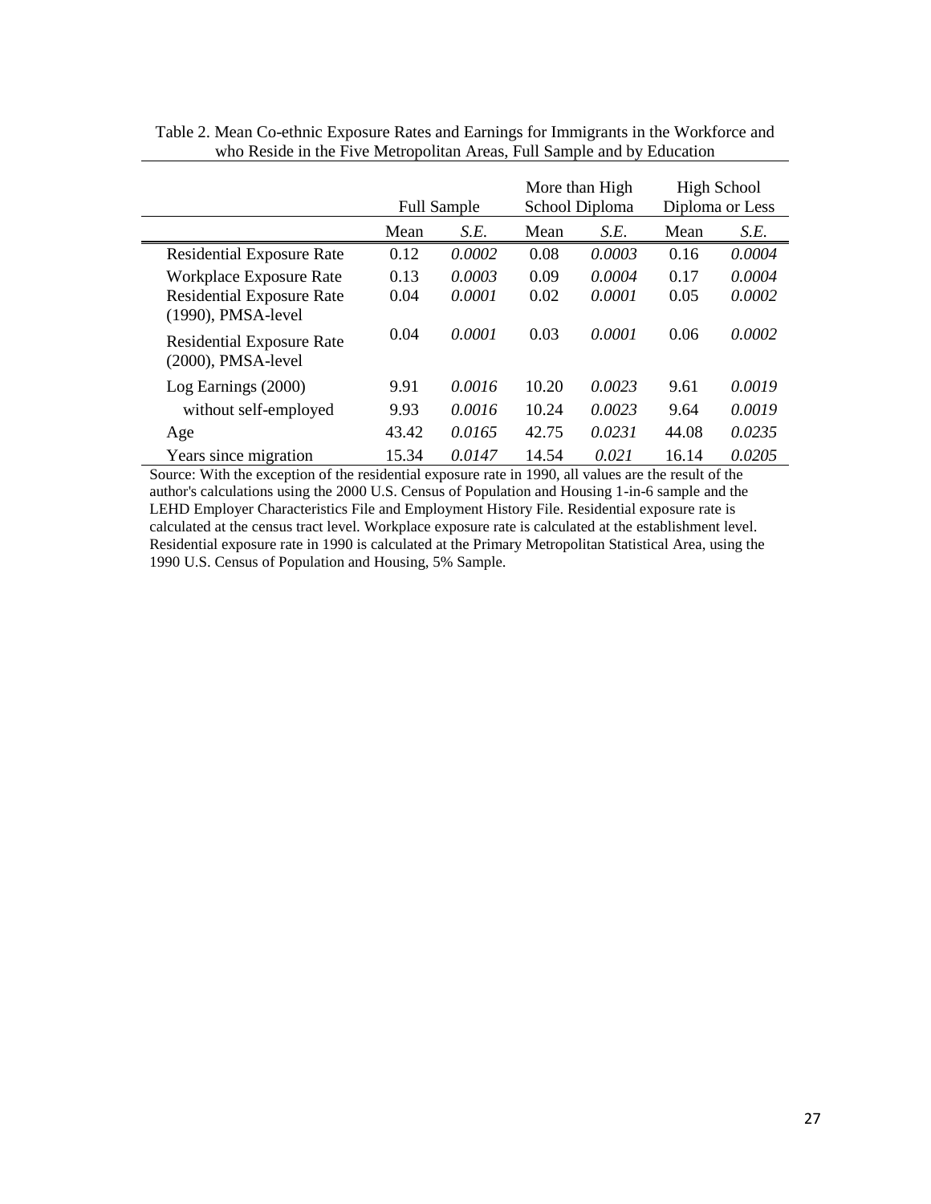Table 2. Mean Co-ethnic Exposure Rates and Earnings for Immigrants in the Workforce and who Reside in the Five Metropolitan Areas, Full Sample and by Education

| | Full Sample | | More than High School Diploma | | High School Diploma or Less | |
|---|---|---|---|---|---|---|
| | Mean | *S.E.* | Mean | *S.E.* | Mean | *S.E.* |
| Residential Exposure Rate | 0.12 | *0.0002* | 0.08 | *0.0003* | 0.16 | *0.0004* |
| Workplace Exposure Rate | 0.13 | *0.0003* | 0.09 | *0.0004* | 0.17 | *0.0004* |
| Residential Exposure Rate (1990), PMSA-level | 0.04 | *0.0001* | 0.02 | *0.0001* | 0.05 | *0.0002* |
| Residential Exposure Rate (2000), PMSA-level | 0.04 | *0.0001* | 0.03 | *0.0001* | 0.06 | *0.0002* |
| Log Earnings (2000) | 9.91 | *0.0016* | 10.20 | *0.0023* | 9.61 | *0.0019* |
| without self-employed | 9.93 | *0.0016* | 10.24 | *0.0023* | 9.64 | *0.0019* |
| Age | 43.42 | *0.0165* | 42.75 | *0.0231* | 44.08 | *0.0235* |
| Years since migration | 15.34 | *0.0147* | 14.54 | *0.021* | 16.14 | *0.0205* |

Source: With the exception of the residential exposure rate in 1990, all values are the result of the author's calculations using the 2000 U.S. Census of Population and Housing 1-in-6 sample and the LEHD Employer Characteristics File and Employment History File. Residential exposure rate is calculated at the census tract level. Workplace exposure rate is calculated at the establishment level. Residential exposure rate in 1990 is calculated at the Primary Metropolitan Statistical Area, using the 1990 U.S. Census of Population and Housing, 5% Sample.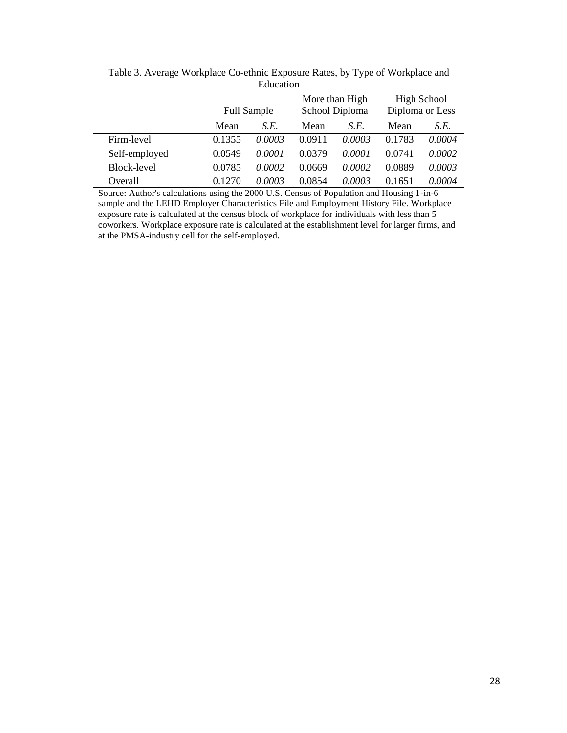Table 3. Average Workplace Co-ethnic Exposure Rates, by Type of Workplace and Education

| | Full Sample | | More than High School Diploma | | High School Diploma or Less | |
|---|---|---|---|---|---|---|
| | Mean | *S.E.* | Mean | *S.E.* | Mean | *S.E.* |
| Firm-level | 0.1355 | *0.0003* | 0.0911 | *0.0003* | 0.1783 | *0.0004* |
| Self-employed | 0.0549 | *0.0001* | 0.0379 | *0.0001* | 0.0741 | *0.0002* |
| Block-level | 0.0785 | *0.0002* | 0.0669 | *0.0002* | 0.0889 | *0.0003* |
| Overall | 0.1270 | *0.0003* | 0.0854 | *0.0003* | 0.1651 | *0.0004* |

Source: Author's calculations using the 2000 U.S. Census of Population and Housing 1-in-6 sample and the LEHD Employer Characteristics File and Employment History File. Workplace exposure rate is calculated at the census block of workplace for individuals with less than 5 coworkers. Workplace exposure rate is calculated at the establishment level for larger firms, and at the PMSA-industry cell for the self-employed.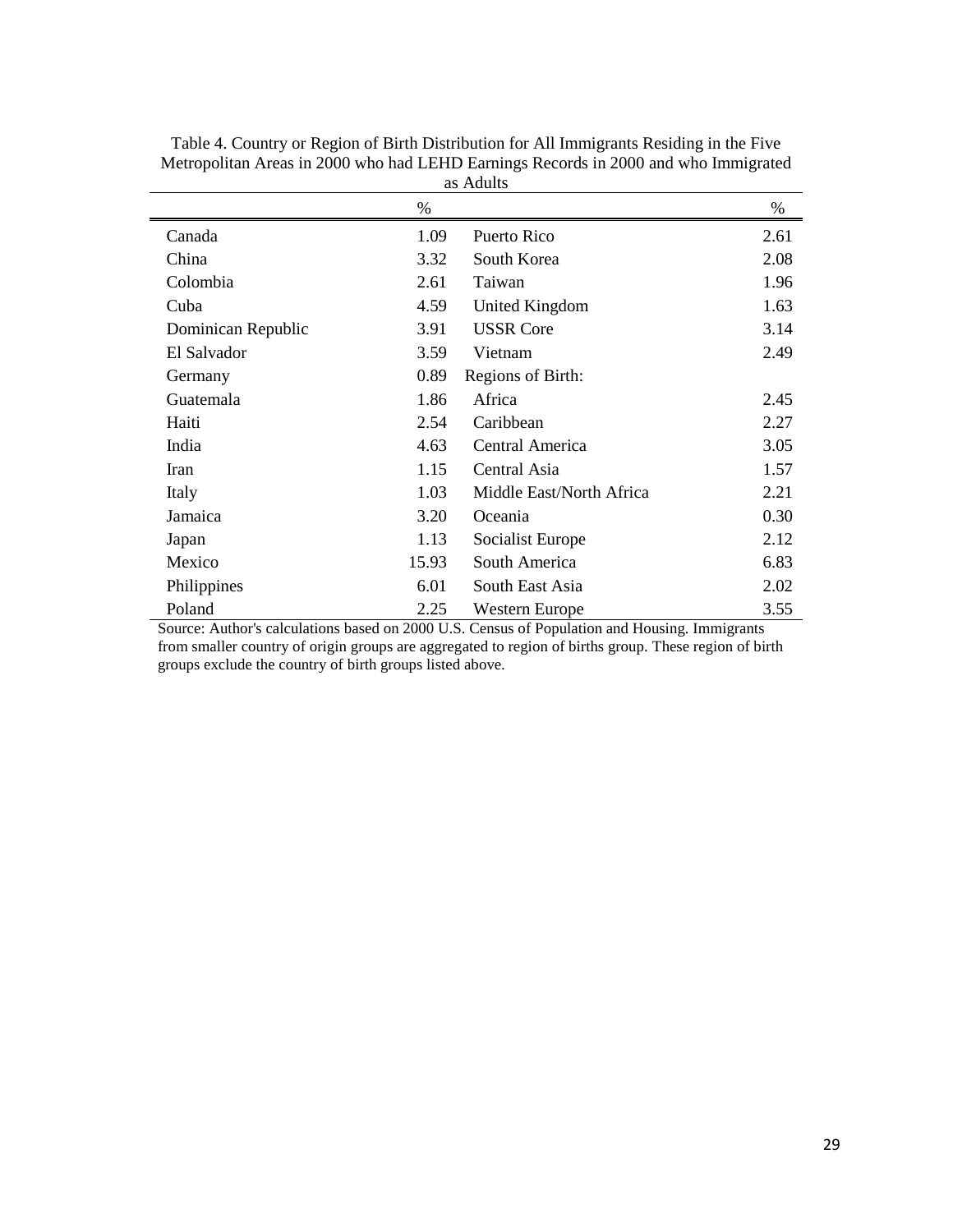Table 4. Country or Region of Birth Distribution for All Immigrants Residing in the Five Metropolitan Areas in 2000 who had LEHD Earnings Records in 2000 and who Immigrated as Adults

| | % | | % |
|---|---|---|---|
| Canada | 1.09 | Puerto Rico | 2.61 |
| China | 3.32 | South Korea | 2.08 |
| Colombia | 2.61 | Taiwan | 1.96 |
| Cuba | 4.59 | United Kingdom | 1.63 |
| Dominican Republic | 3.91 | USSR Core | 3.14 |
| El Salvador | 3.59 | Vietnam | 2.49 |
| Germany | 0.89 | Regions of Birth: | |
| Guatemala | 1.86 | Africa | 2.45 |
| Haiti | 2.54 | Caribbean | 2.27 |
| India | 4.63 | Central America | 3.05 |
| Iran | 1.15 | Central Asia | 1.57 |
| Italy | 1.03 | Middle East/North Africa | 2.21 |
| Jamaica | 3.20 | Oceania | 0.30 |
| Japan | 1.13 | Socialist Europe | 2.12 |
| Mexico | 15.93 | South America | 6.83 |
| Philippines | 6.01 | South East Asia | 2.02 |
| Poland | 2.25 | Western Europe | 3.55 |

Source: Author's calculations based on 2000 U.S. Census of Population and Housing. Immigrants from smaller country of origin groups are aggregated to region of births group. These region of birth groups exclude the country of birth groups listed above.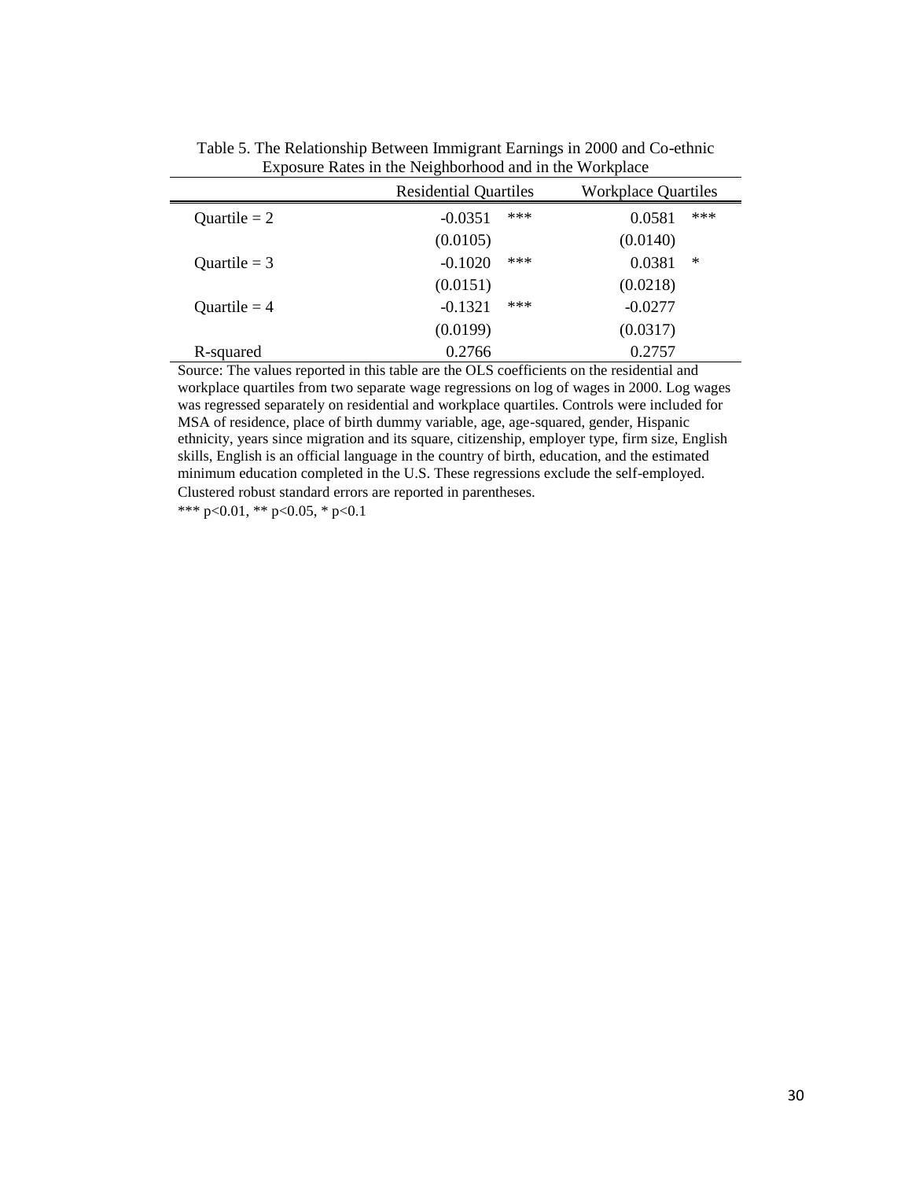Table 5. The Relationship Between Immigrant Earnings in 2000 and Co-ethnic Exposure Rates in the Neighborhood and in the Workplace

| | Residential Quartiles | | Workplace Quartiles | |
|---|---|---|---|---|
| Quartile = 2 | -0.0351 | *** | 0.0581 | *** |
| | (0.0105) | | (0.0140) | |
| Quartile = 3 | -0.1020 | *** | 0.0381 | * |
| | (0.0151) | | (0.0218) | |
| Quartile = 4 | -0.1321 | *** | -0.0277 | |
| | (0.0199) | | (0.0317) | |
| R-squared | 0.2766 | | 0.2757 | |

Source: The values reported in this table are the OLS coefficients on the residential and workplace quartiles from two separate wage regressions on log of wages in 2000. Log wages was regressed separately on residential and workplace quartiles. Controls were included for MSA of residence, place of birth dummy variable, age, age-squared, gender, Hispanic ethnicity, years since migration and its square, citizenship, employer type, firm size, English skills, English is an official language in the country of birth, education, and the estimated minimum education completed in the U.S. These regressions exclude the self-employed. Clustered robust standard errors are reported in parentheses.

*** $p<0.01$, ** $p<0.05$, * $p<0.1$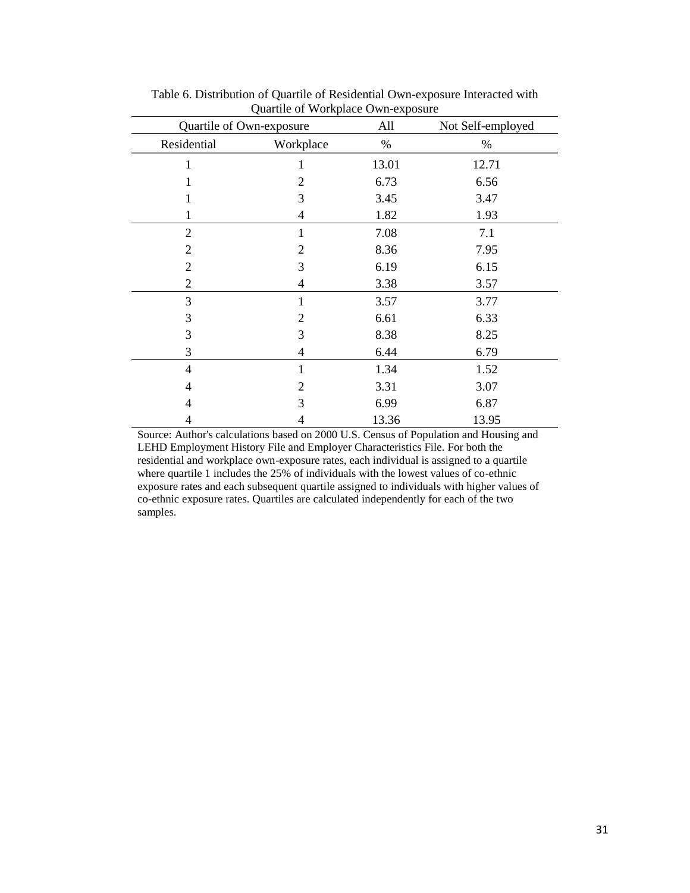Table 6. Distribution of Quartile of Residential Own-exposure Interacted with Quartile of Workplace Own-exposure

| Quartile of Own-exposure | | All | Not Self-employed |
|---|---|---|---|
| Residential | Workplace | % | % |
| 1 | 1 | 13.01 | 12.71 |
| 1 | 2 | 6.73 | 6.56 |
| 1 | 3 | 3.45 | 3.47 |
| 1 | 4 | 1.82 | 1.93 |
| 2 | 1 | 7.08 | 7.1 |
| 2 | 2 | 8.36 | 7.95 |
| 2 | 3 | 6.19 | 6.15 |
| 2 | 4 | 3.38 | 3.57 |
| 3 | 1 | 3.57 | 3.77 |
| 3 | 2 | 6.61 | 6.33 |
| 3 | 3 | 8.38 | 8.25 |
| 3 | 4 | 6.44 | 6.79 |
| 4 | 1 | 1.34 | 1.52 |
| 4 | 2 | 3.31 | 3.07 |
| 4 | 3 | 6.99 | 6.87 |
| 4 | 4 | 13.36 | 13.95 |

Source: Author's calculations based on 2000 U.S. Census of Population and Housing and LEHD Employment History File and Employer Characteristics File. For both the residential and workplace own-exposure rates, each individual is assigned to a quartile where quartile 1 includes the 25% of individuals with the lowest values of co-ethnic exposure rates and each subsequent quartile assigned to individuals with higher values of co-ethnic exposure rates. Quartiles are calculated independently for each of the two samples.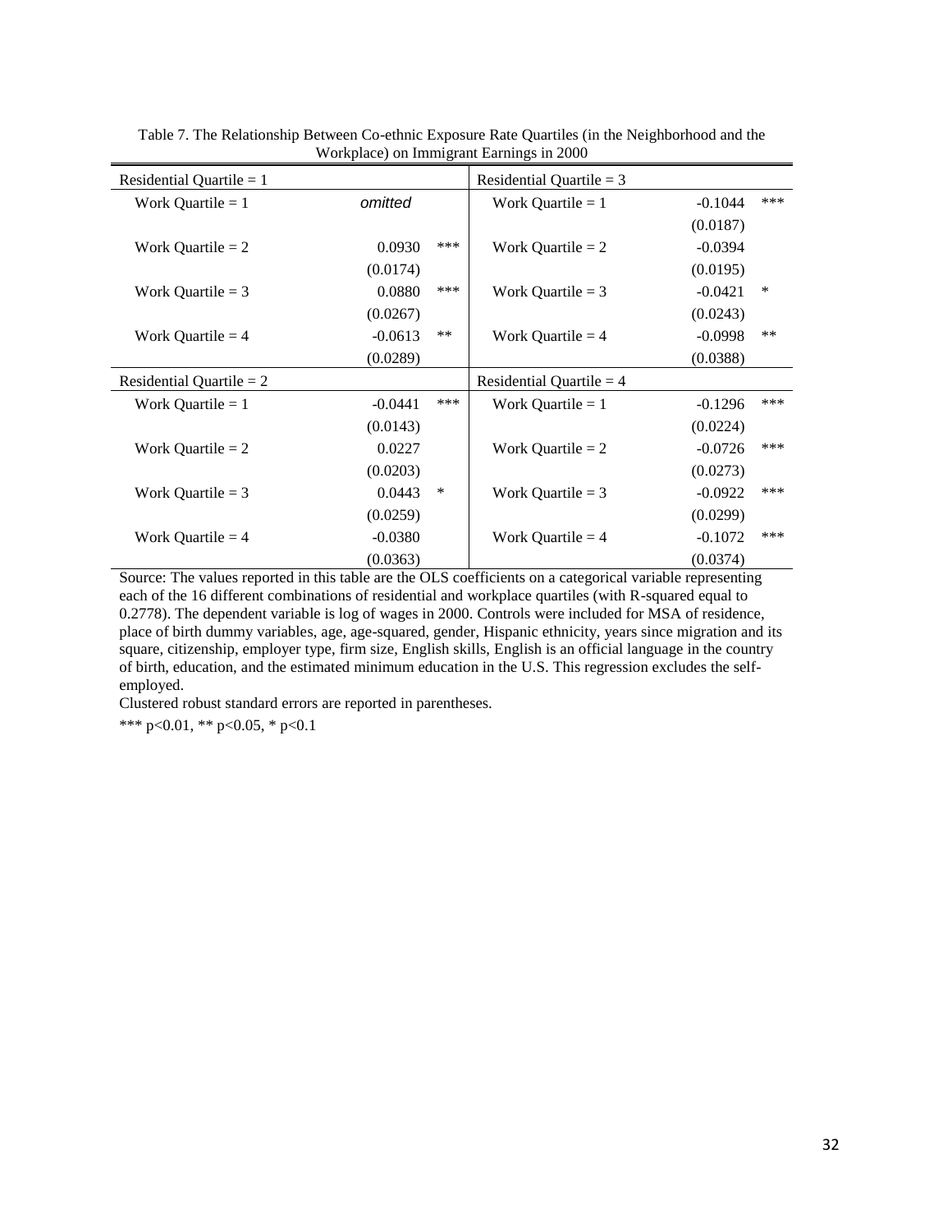Table 7. The Relationship Between Co-ethnic Exposure Rate Quartiles (in the Neighborhood and the Workplace) on Immigrant Earnings in 2000

| Residential Quartile = 1 | | | Residential Quartile = 3 | | |
|---|---|---|---|---|---|
| Work Quartile = 1 | *omitted* | | Work Quartile = 1 | -0.1044 | *** |
| | | | | (0.0187) | |
| Work Quartile = 2 | 0.0930 | *** | Work Quartile = 2 | -0.0394 | |
| | (0.0174) | | | (0.0195) | |
| Work Quartile = 3 | 0.0880 | *** | Work Quartile = 3 | -0.0421 | * |
| | (0.0267) | | | (0.0243) | |
| Work Quartile = 4 | -0.0613 | ** | Work Quartile = 4 | -0.0998 | ** |
| | (0.0289) | | | (0.0388) | |
| **Residential Quartile = 2** | | | **Residential Quartile = 4** | | |
| Work Quartile = 1 | -0.0441 | *** | Work Quartile = 1 | -0.1296 | *** |
| | (0.0143) | | | (0.0224) | |
| Work Quartile = 2 | 0.0227 | | Work Quartile = 2 | -0.0726 | *** |
| | (0.0203) | | | (0.0273) | |
| Work Quartile = 3 | 0.0443 | * | Work Quartile = 3 | -0.0922 | *** |
| | (0.0259) | | | (0.0299) | |
| Work Quartile = 4 | -0.0380 | | Work Quartile = 4 | -0.1072 | *** |
| | (0.0363) | | | (0.0374) | |

Source: The values reported in this table are the OLS coefficients on a categorical variable representing each of the 16 different combinations of residential and workplace quartiles (with R-squared equal to 0.2778). The dependent variable is log of wages in 2000. Controls were included for MSA of residence, place of birth dummy variables, age, age-squared, gender, Hispanic ethnicity, years since migration and its square, citizenship, employer type, firm size, English skills, English is an official language in the country of birth, education, and the estimated minimum education in the U.S. This regression excludes the self-employed.

Clustered robust standard errors are reported in parentheses.

*** $p<0.01$, ** $p<0.05$, * $p<0.1$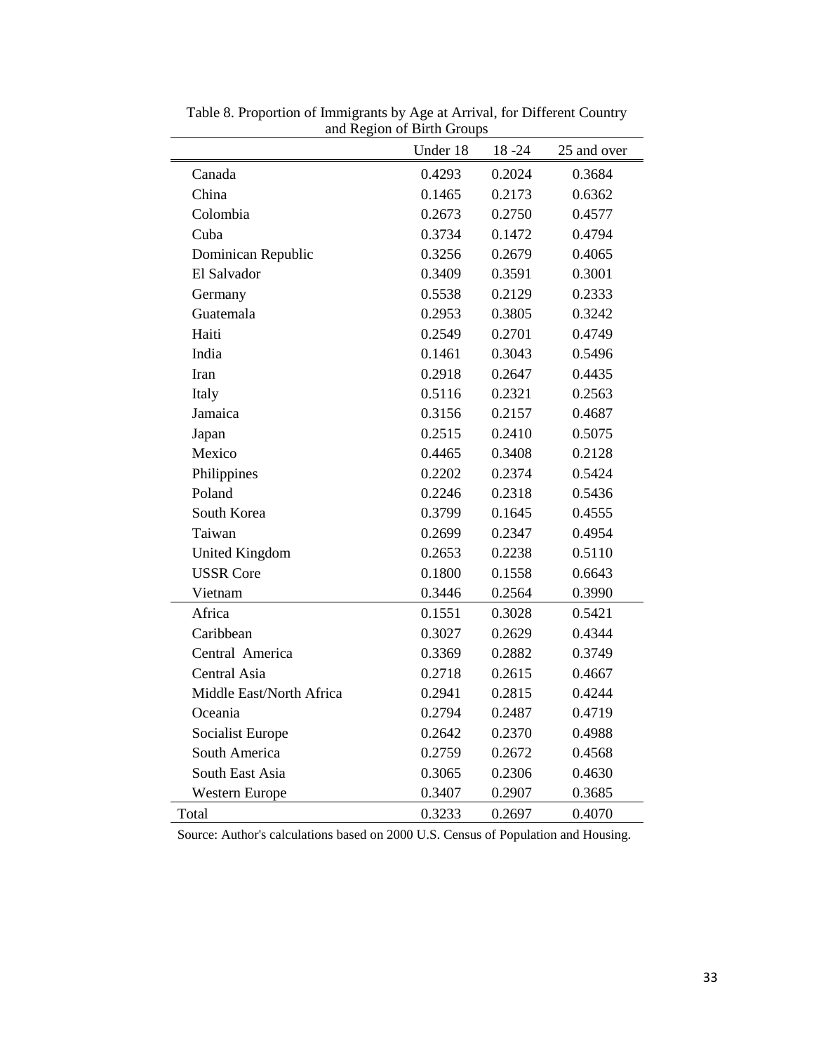Table 8. Proportion of Immigrants by Age at Arrival, for Different Country and Region of Birth Groups

| | Under 18 | 18 -24 | 25 and over |
|---|---|---|---|
| Canada | 0.4293 | 0.2024 | 0.3684 |
| China | 0.1465 | 0.2173 | 0.6362 |
| Colombia | 0.2673 | 0.2750 | 0.4577 |
| Cuba | 0.3734 | 0.1472 | 0.4794 |
| Dominican Republic | 0.3256 | 0.2679 | 0.4065 |
| El Salvador | 0.3409 | 0.3591 | 0.3001 |
| Germany | 0.5538 | 0.2129 | 0.2333 |
| Guatemala | 0.2953 | 0.3805 | 0.3242 |
| Haiti | 0.2549 | 0.2701 | 0.4749 |
| India | 0.1461 | 0.3043 | 0.5496 |
| Iran | 0.2918 | 0.2647 | 0.4435 |
| Italy | 0.5116 | 0.2321 | 0.2563 |
| Jamaica | 0.3156 | 0.2157 | 0.4687 |
| Japan | 0.2515 | 0.2410 | 0.5075 |
| Mexico | 0.4465 | 0.3408 | 0.2128 |
| Philippines | 0.2202 | 0.2374 | 0.5424 |
| Poland | 0.2246 | 0.2318 | 0.5436 |
| South Korea | 0.3799 | 0.1645 | 0.4555 |
| Taiwan | 0.2699 | 0.2347 | 0.4954 |
| United Kingdom | 0.2653 | 0.2238 | 0.5110 |
| USSR Core | 0.1800 | 0.1558 | 0.6643 |
| Vietnam | 0.3446 | 0.2564 | 0.3990 |
| Africa | 0.1551 | 0.3028 | 0.5421 |
| Caribbean | 0.3027 | 0.2629 | 0.4344 |
| Central America | 0.3369 | 0.2882 | 0.3749 |
| Central Asia | 0.2718 | 0.2615 | 0.4667 |
| Middle East/North Africa | 0.2941 | 0.2815 | 0.4244 |
| Oceania | 0.2794 | 0.2487 | 0.4719 |
| Socialist Europe | 0.2642 | 0.2370 | 0.4988 |
| South America | 0.2759 | 0.2672 | 0.4568 |
| South East Asia | 0.3065 | 0.2306 | 0.4630 |
| Western Europe | 0.3407 | 0.2907 | 0.3685 |
| Total | 0.3233 | 0.2697 | 0.4070 |

Source: Author's calculations based on 2000 U.S. Census of Population and Housing.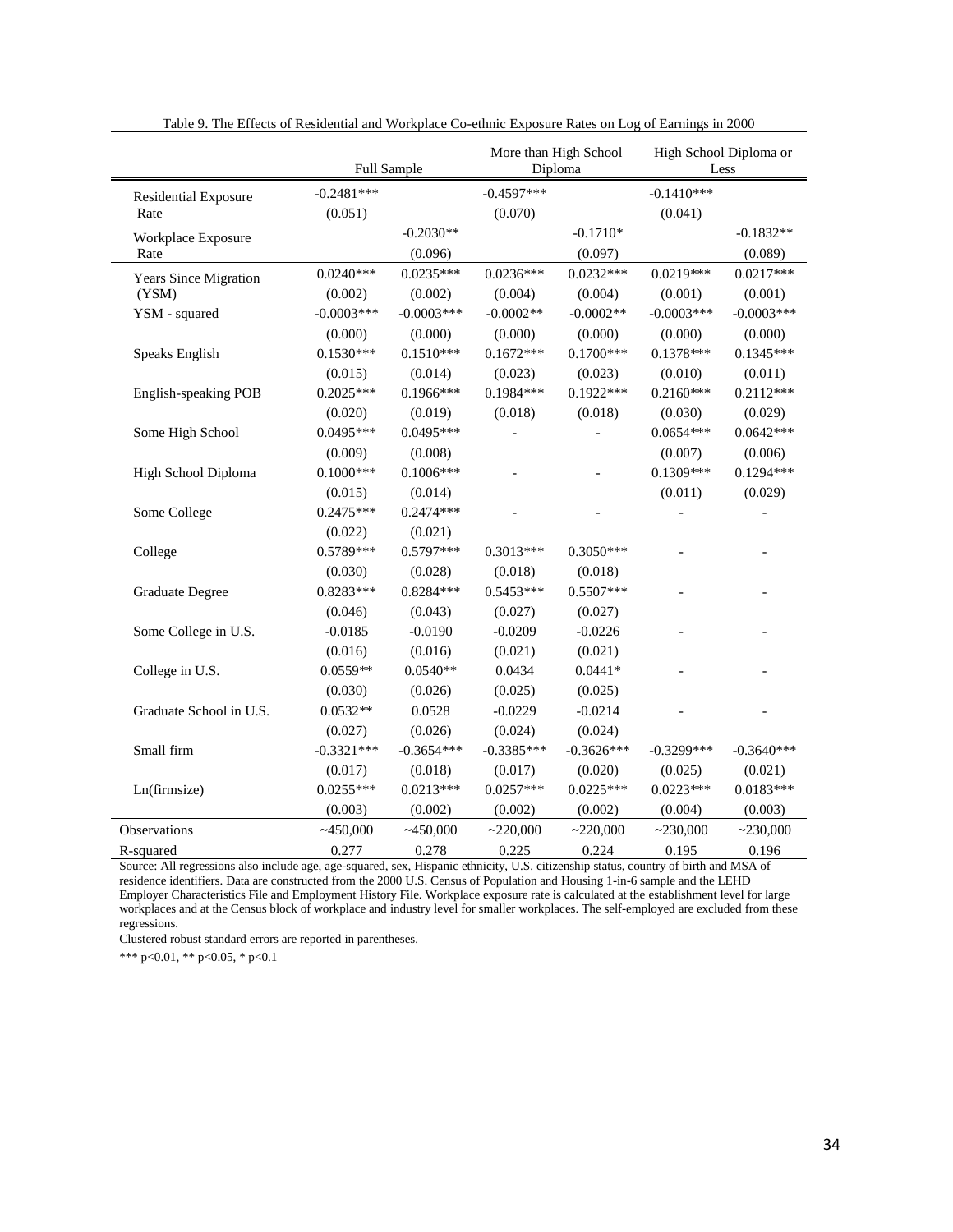Table 9. The Effects of Residential and Workplace Co-ethnic Exposure Rates on Log of Earnings in 2000

| | Full Sample | | More than High School Diploma | | High School Diploma or Less | |
|---|---|---|---|---|---|---|
| Residential Exposure Rate | -0.2481*** | | -0.4597*** | | -0.1410*** | |
| | (0.051) | | (0.070) | | (0.041) | |
| Workplace Exposure Rate | | -0.2030** | | -0.1710* | | -0.1832** |
| | | (0.096) | | (0.097) | | (0.089) |
| Years Since Migration (YSM) | 0.0240*** | 0.0235*** | 0.0236*** | 0.0232*** | 0.0219*** | 0.0217*** |
| | (0.002) | (0.002) | (0.004) | (0.004) | (0.001) | (0.001) |
| YSM - squared | -0.0003*** | -0.0003*** | -0.0002** | -0.0002** | -0.0003*** | -0.0003*** |
| | (0.000) | (0.000) | (0.000) | (0.000) | (0.000) | (0.000) |
| Speaks English | 0.1530*** | 0.1510*** | 0.1672*** | 0.1700*** | 0.1378*** | 0.1345*** |
| | (0.015) | (0.014) | (0.023) | (0.023) | (0.010) | (0.011) |
| English-speaking POB | 0.2025*** | 0.1966*** | 0.1984*** | 0.1922*** | 0.2160*** | 0.2112*** |
| | (0.020) | (0.019) | (0.018) | (0.018) | (0.030) | (0.029) |
| Some High School | 0.0495*** | 0.0495*** | - | - | 0.0654*** | 0.0642*** |
| | (0.009) | (0.008) | | | (0.007) | (0.006) |
| High School Diploma | 0.1000*** | 0.1006*** | - | - | 0.1309*** | 0.1294*** |
| | (0.015) | (0.014) | | | (0.011) | (0.029) |
| Some College | 0.2475*** | 0.2474*** | - | - | - | - |
| | (0.022) | (0.021) | | | | |
| College | 0.5789*** | 0.5797*** | 0.3013*** | 0.3050*** | - | - |
| | (0.030) | (0.028) | (0.018) | (0.018) | | |
| Graduate Degree | 0.8283*** | 0.8284*** | 0.5453*** | 0.5507*** | - | - |
| | (0.046) | (0.043) | (0.027) | (0.027) | | |
| Some College in U.S. | -0.0185 | -0.0190 | -0.0209 | -0.0226 | - | - |
| | (0.016) | (0.016) | (0.021) | (0.021) | | |
| College in U.S. | 0.0559** | 0.0540** | 0.0434 | 0.0441* | - | - |
| | (0.030) | (0.026) | (0.025) | (0.025) | | |
| Graduate School in U.S. | 0.0532** | 0.0528 | -0.0229 | -0.0214 | - | - |
| | (0.027) | (0.026) | (0.024) | (0.024) | | |
| Small firm | -0.3321*** | -0.3654*** | -0.3385*** | -0.3626*** | -0.3299*** | -0.3640*** |
| | (0.017) | (0.018) | (0.017) | (0.020) | (0.025) | (0.021) |
| Ln(firmsize) | 0.0255*** | 0.0213*** | 0.0257*** | 0.0225*** | 0.0223*** | 0.0183*** |
| | (0.003) | (0.002) | (0.002) | (0.002) | (0.004) | (0.003) |
| Observations | ~450,000 | ~450,000 | ~220,000 | ~220,000 | ~230,000 | ~230,000 |
| R-squared | 0.277 | 0.278 | 0.225 | 0.224 | 0.195 | 0.196 |

Source: All regressions also include age, age-squared, sex, Hispanic ethnicity, U.S. citizenship status, country of birth and MSA of residence identifiers. Data are constructed from the 2000 U.S. Census of Population and Housing 1-in-6 sample and the LEHD Employer Characteristics File and Employment History File. Workplace exposure rate is calculated at the establishment level for large workplaces and at the Census block of workplace and industry level for smaller workplaces. The self-employed are excluded from these regressions.

Clustered robust standard errors are reported in parentheses.

*** p<0.01, ** p<0.05, * p<0.1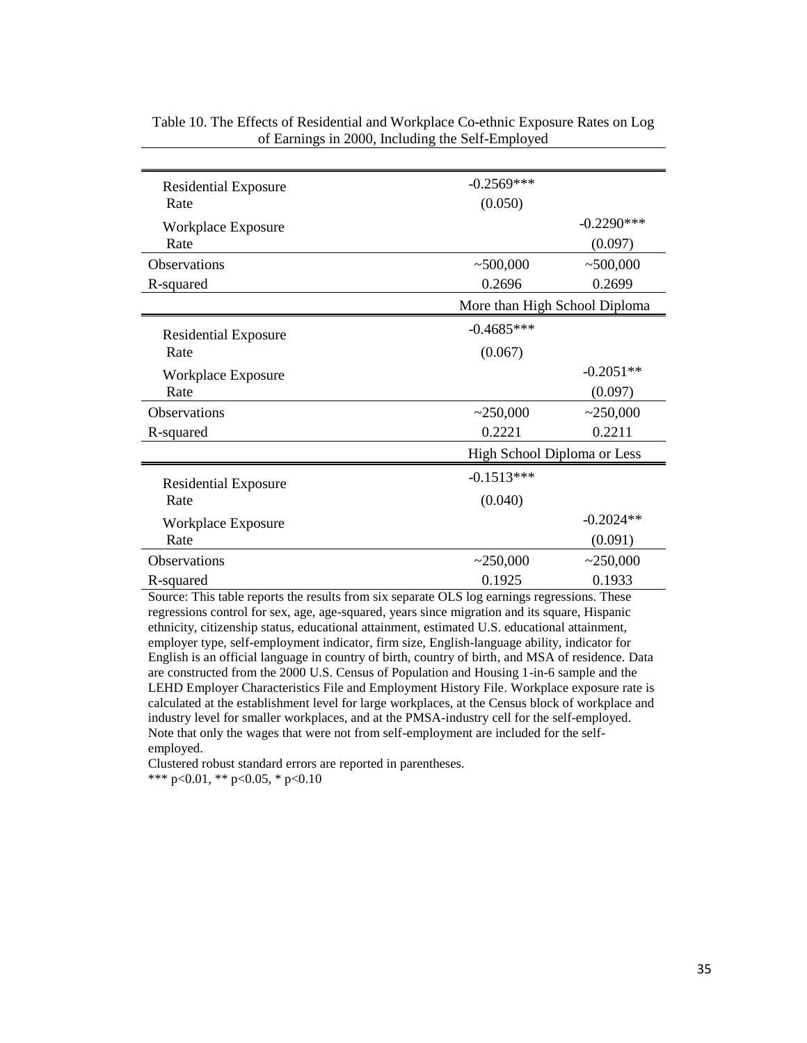Table 10. The Effects of Residential and Workplace Co-ethnic Exposure Rates on Log of Earnings in 2000, Including the Self-Employed

| | | |
|---|---|---|
| Residential Exposure Rate | -0.2569*** | |
| | (0.050) | |
| Workplace Exposure Rate | | -0.2290*** |
| | | (0.097) |
| Observations | ~500,000 | ~500,000 |
| R-squared | 0.2696 | 0.2699 |
| | More than High School Diploma | |
| Residential Exposure Rate | -0.4685*** | |
| | (0.067) | |
| Workplace Exposure Rate | | -0.2051** |
| | | (0.097) |
| Observations | ~250,000 | ~250,000 |
| R-squared | 0.2221 | 0.2211 |
| | High School Diploma or Less | |
| Residential Exposure Rate | -0.1513*** | |
| | (0.040) | |
| Workplace Exposure Rate | | -0.2024** |
| | | (0.091) |
| Observations | ~250,000 | ~250,000 |
| R-squared | 0.1925 | 0.1933 |

Source: This table reports the results from six separate OLS log earnings regressions. These regressions control for sex, age, age-squared, years since migration and its square, Hispanic ethnicity, citizenship status, educational attainment, estimated U.S. educational attainment, employer type, self-employment indicator, firm size, English-language ability, indicator for English is an official language in country of birth, country of birth, and MSA of residence. Data are constructed from the 2000 U.S. Census of Population and Housing 1-in-6 sample and the LEHD Employer Characteristics File and Employment History File. Workplace exposure rate is calculated at the establishment level for large workplaces, at the Census block of workplace and industry level for smaller workplaces, and at the PMSA-industry cell for the self-employed. Note that only the wages that were not from self-employment are included for the self-employed.

Clustered robust standard errors are reported in parentheses.

*** p<0.01, ** p<0.05, * p<0.10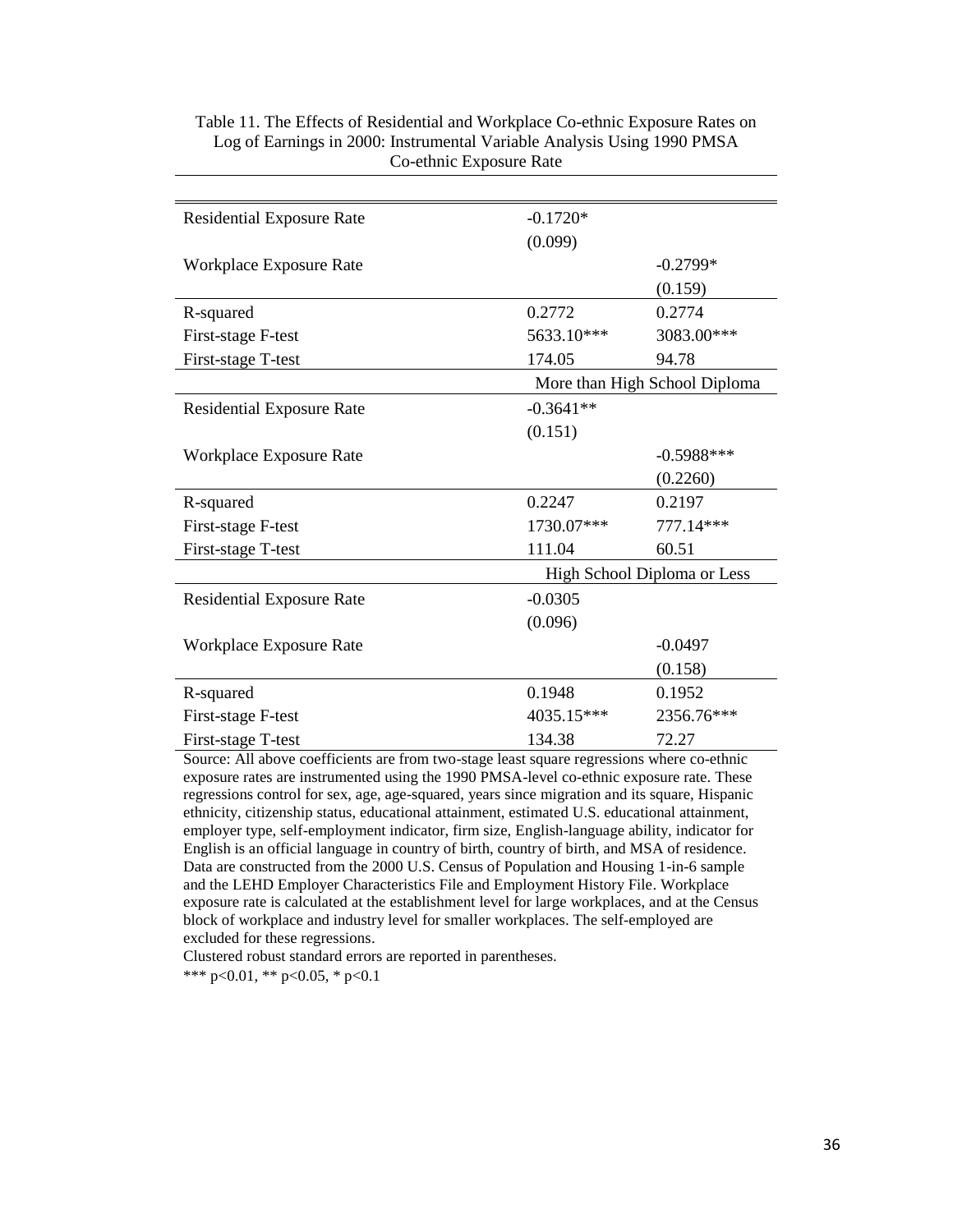Table 11. The Effects of Residential and Workplace Co-ethnic Exposure Rates on Log of Earnings in 2000: Instrumental Variable Analysis Using 1990 PMSA Co-ethnic Exposure Rate

| | | |
|---|---|---|
| Residential Exposure Rate | -0.1720* | |
| | (0.099) | |
| Workplace Exposure Rate | | -0.2799* |
| | | (0.159) |
| R-squared | 0.2772 | 0.2774 |
| First-stage F-test | 5633.10*** | 3083.00*** |
| First-stage T-test | 174.05 | 94.78 |
| | More than High School Diploma | |
| Residential Exposure Rate | -0.3641** | |
| | (0.151) | |
| Workplace Exposure Rate | | -0.5988*** |
| | | (0.2260) |
| R-squared | 0.2247 | 0.2197 |
| First-stage F-test | 1730.07*** | 777.14*** |
| First-stage T-test | 111.04 | 60.51 |
| | High School Diploma or Less | |
| Residential Exposure Rate | -0.0305 | |
| | (0.096) | |
| Workplace Exposure Rate | | -0.0497 |
| | | (0.158) |
| R-squared | 0.1948 | 0.1952 |
| First-stage F-test | 4035.15*** | 2356.76*** |
| First-stage T-test | 134.38 | 72.27 |

Source: All above coefficients are from two-stage least square regressions where co-ethnic exposure rates are instrumented using the 1990 PMSA-level co-ethnic exposure rate. These regressions control for sex, age, age-squared, years since migration and its square, Hispanic ethnicity, citizenship status, educational attainment, estimated U.S. educational attainment, employer type, self-employment indicator, firm size, English-language ability, indicator for English is an official language in country of birth, country of birth, and MSA of residence. Data are constructed from the 2000 U.S. Census of Population and Housing 1-in-6 sample and the LEHD Employer Characteristics File and Employment History File. Workplace exposure rate is calculated at the establishment level for large workplaces, and at the Census block of workplace and industry level for smaller workplaces. The self-employed are excluded for these regressions.

Clustered robust standard errors are reported in parentheses.

*** p<0.01, ** p<0.05, * p<0.1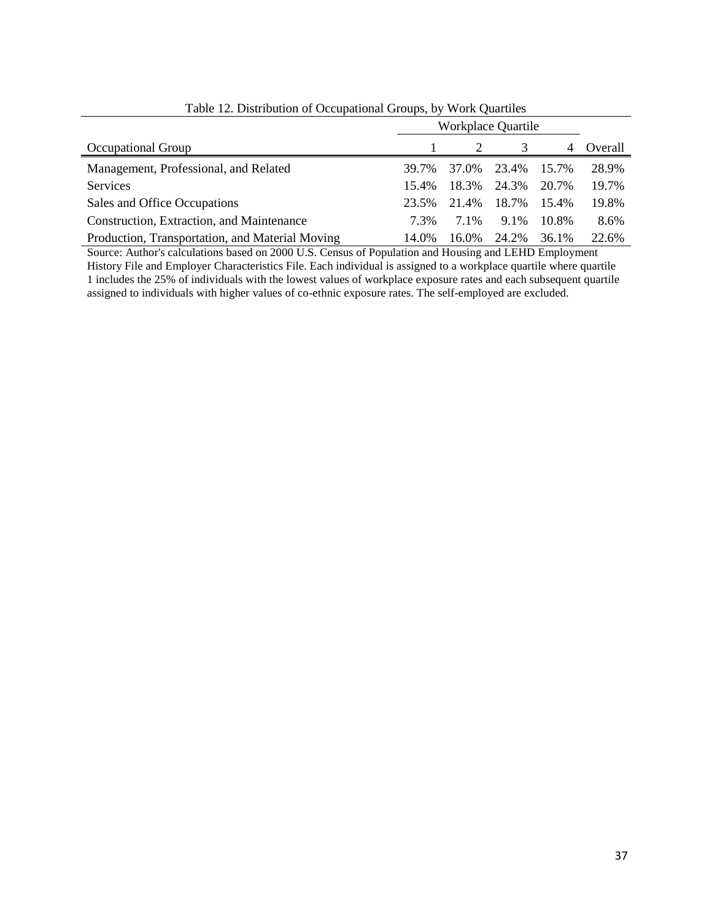Table 12. Distribution of Occupational Groups, by Work Quartiles

| Occupational Group | Workplace Quartile 1 | 2 | 3 | 4 | Overall |
|---|---|---|---|---|---|
| Management, Professional, and Related | 39.7% | 37.0% | 23.4% | 15.7% | 28.9% |
| Services | 15.4% | 18.3% | 24.3% | 20.7% | 19.7% |
| Sales and Office Occupations | 23.5% | 21.4% | 18.7% | 15.4% | 19.8% |
| Construction, Extraction, and Maintenance | 7.3% | 7.1% | 9.1% | 10.8% | 8.6% |
| Production, Transportation, and Material Moving | 14.0% | 16.0% | 24.2% | 36.1% | 22.6% |

Source: Author's calculations based on 2000 U.S. Census of Population and Housing and LEHD Employment History File and Employer Characteristics File. Each individual is assigned to a workplace quartile where quartile 1 includes the 25% of individuals with the lowest values of workplace exposure rates and each subsequent quartile assigned to individuals with higher values of co-ethnic exposure rates. The self-employed are excluded.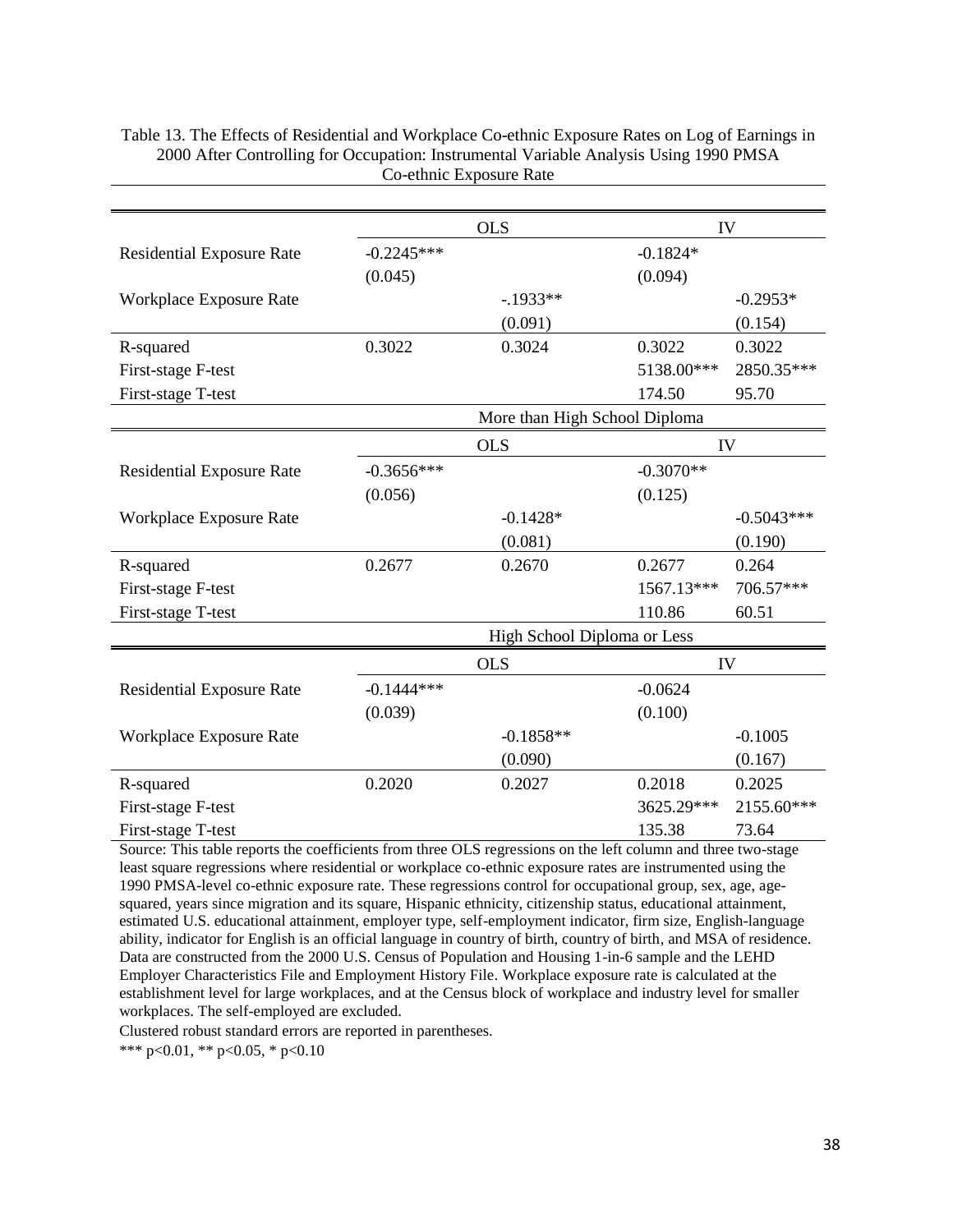Table 13. The Effects of Residential and Workplace Co-ethnic Exposure Rates on Log of Earnings in 2000 After Controlling for Occupation: Instrumental Variable Analysis Using 1990 PMSA Co-ethnic Exposure Rate

| | OLS | | IV | |
|---|---|---|---|---|
| Residential Exposure Rate | -0.2245*** | | -0.1824* | |
| | (0.045) | | (0.094) | |
| Workplace Exposure Rate | | -.1933** | | -0.2953* |
| | | (0.091) | | (0.154) |
| R-squared | 0.3022 | 0.3024 | 0.3022 | 0.3022 |
| First-stage F-test | | | 5138.00*** | 2850.35*** |
| First-stage T-test | | | 174.50 | 95.70 |
| | More than High School Diploma | | | |
| | OLS | | IV | |
| Residential Exposure Rate | -0.3656*** | | -0.3070** | |
| | (0.056) | | (0.125) | |
| Workplace Exposure Rate | | -0.1428* | | -0.5043*** |
| | | (0.081) | | (0.190) |
| R-squared | 0.2677 | 0.2670 | 0.2677 | 0.264 |
| First-stage F-test | | | 1567.13*** | 706.57*** |
| First-stage T-test | | | 110.86 | 60.51 |
| | High School Diploma or Less | | | |
| | OLS | | IV | |
| Residential Exposure Rate | -0.1444*** | | -0.0624 | |
| | (0.039) | | (0.100) | |
| Workplace Exposure Rate | | -0.1858** | | -0.1005 |
| | | (0.090) | | (0.167) |
| R-squared | 0.2020 | 0.2027 | 0.2018 | 0.2025 |
| First-stage F-test | | | 3625.29*** | 2155.60*** |
| First-stage T-test | | | 135.38 | 73.64 |

Source: This table reports the coefficients from three OLS regressions on the left column and three two-stage least square regressions where residential or workplace co-ethnic exposure rates are instrumented using the 1990 PMSA-level co-ethnic exposure rate. These regressions control for occupational group, sex, age, age-squared, years since migration and its square, Hispanic ethnicity, citizenship status, educational attainment, estimated U.S. educational attainment, employer type, self-employment indicator, firm size, English-language ability, indicator for English is an official language in country of birth, country of birth, and MSA of residence. Data are constructed from the 2000 U.S. Census of Population and Housing 1-in-6 sample and the LEHD Employer Characteristics File and Employment History File. Workplace exposure rate is calculated at the establishment level for large workplaces, and at the Census block of workplace and industry level for smaller workplaces. The self-employed are excluded.

Clustered robust standard errors are reported in parentheses.

*** p<0.01, ** p<0.05, * p<0.10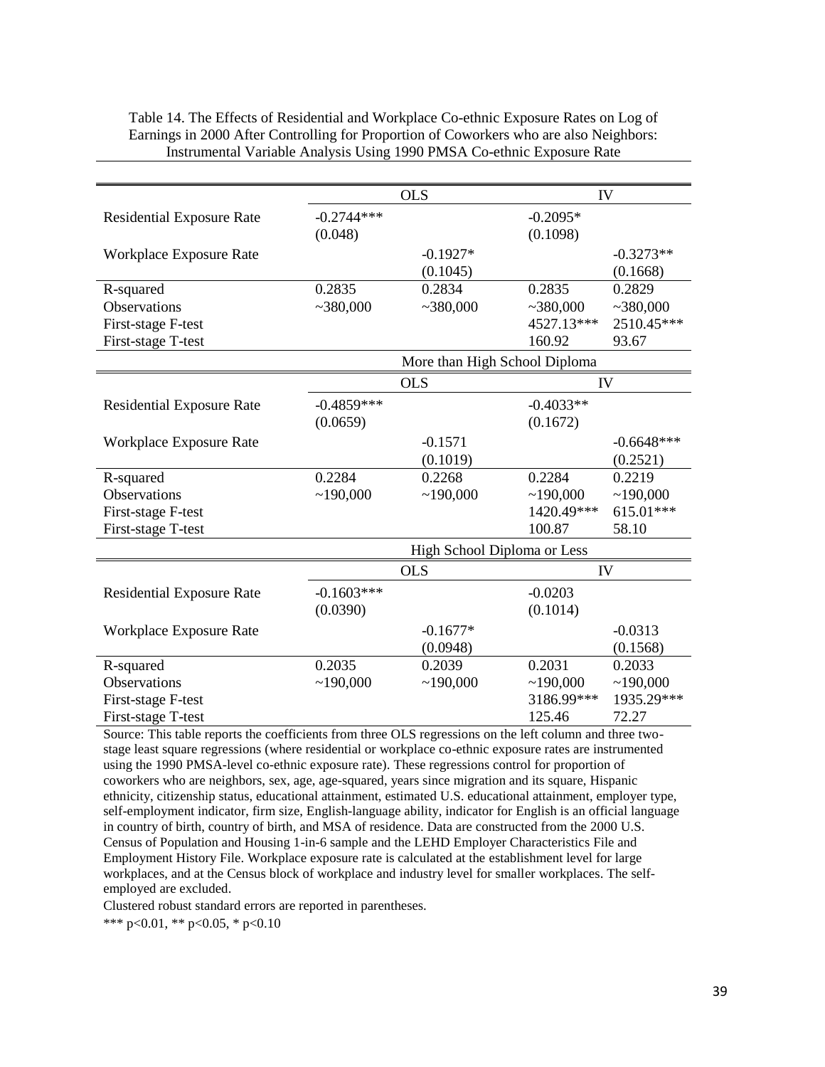Table 14. The Effects of Residential and Workplace Co-ethnic Exposure Rates on Log of Earnings in 2000 After Controlling for Proportion of Coworkers who are also Neighbors: Instrumental Variable Analysis Using 1990 PMSA Co-ethnic Exposure Rate

| | OLS | | IV | |
|---|---|---|---|---|
| Residential Exposure Rate | -0.2744*** | | -0.2095* | |
| | (0.048) | | (0.1098) | |
| Workplace Exposure Rate | | -0.1927* | | -0.3273** |
| | | (0.1045) | | (0.1668) |
| R-squared | 0.2835 | 0.2834 | 0.2835 | 0.2829 |
| Observations | ~380,000 | ~380,000 | ~380,000 | ~380,000 |
| First-stage F-test | | | 4527.13*** | 2510.45*** |
| First-stage T-test | | | 160.92 | 93.67 |
| | More than High School Diploma | | | |
| | OLS | | IV | |
| Residential Exposure Rate | -0.4859*** | | -0.4033** | |
| | (0.0659) | | (0.1672) | |
| Workplace Exposure Rate | | -0.1571 | | -0.6648*** |
| | | (0.1019) | | (0.2521) |
| R-squared | 0.2284 | 0.2268 | 0.2284 | 0.2219 |
| Observations | ~190,000 | ~190,000 | ~190,000 | ~190,000 |
| First-stage F-test | | | 1420.49*** | 615.01*** |
| First-stage T-test | | | 100.87 | 58.10 |
| | High School Diploma or Less | | | |
| | OLS | | IV | |
| Residential Exposure Rate | -0.1603*** | | -0.0203 | |
| | (0.0390) | | (0.1014) | |
| Workplace Exposure Rate | | -0.1677* | | -0.0313 |
| | | (0.0948) | | (0.1568) |
| R-squared | 0.2035 | 0.2039 | 0.2031 | 0.2033 |
| Observations | ~190,000 | ~190,000 | ~190,000 | ~190,000 |
| First-stage F-test | | | 3186.99*** | 1935.29*** |
| First-stage T-test | | | 125.46 | 72.27 |

Source: This table reports the coefficients from three OLS regressions on the left column and three two-stage least square regressions (where residential or workplace co-ethnic exposure rates are instrumented using the 1990 PMSA-level co-ethnic exposure rate). These regressions control for proportion of coworkers who are neighbors, sex, age, age-squared, years since migration and its square, Hispanic ethnicity, citizenship status, educational attainment, estimated U.S. educational attainment, employer type, self-employment indicator, firm size, English-language ability, indicator for English is an official language in country of birth, country of birth, and MSA of residence. Data are constructed from the 2000 U.S. Census of Population and Housing 1-in-6 sample and the LEHD Employer Characteristics File and Employment History File. Workplace exposure rate is calculated at the establishment level for large workplaces, and at the Census block of workplace and industry level for smaller workplaces. The self-employed are excluded.

Clustered robust standard errors are reported in parentheses.

*** p<0.01, ** p<0.05, * p<0.10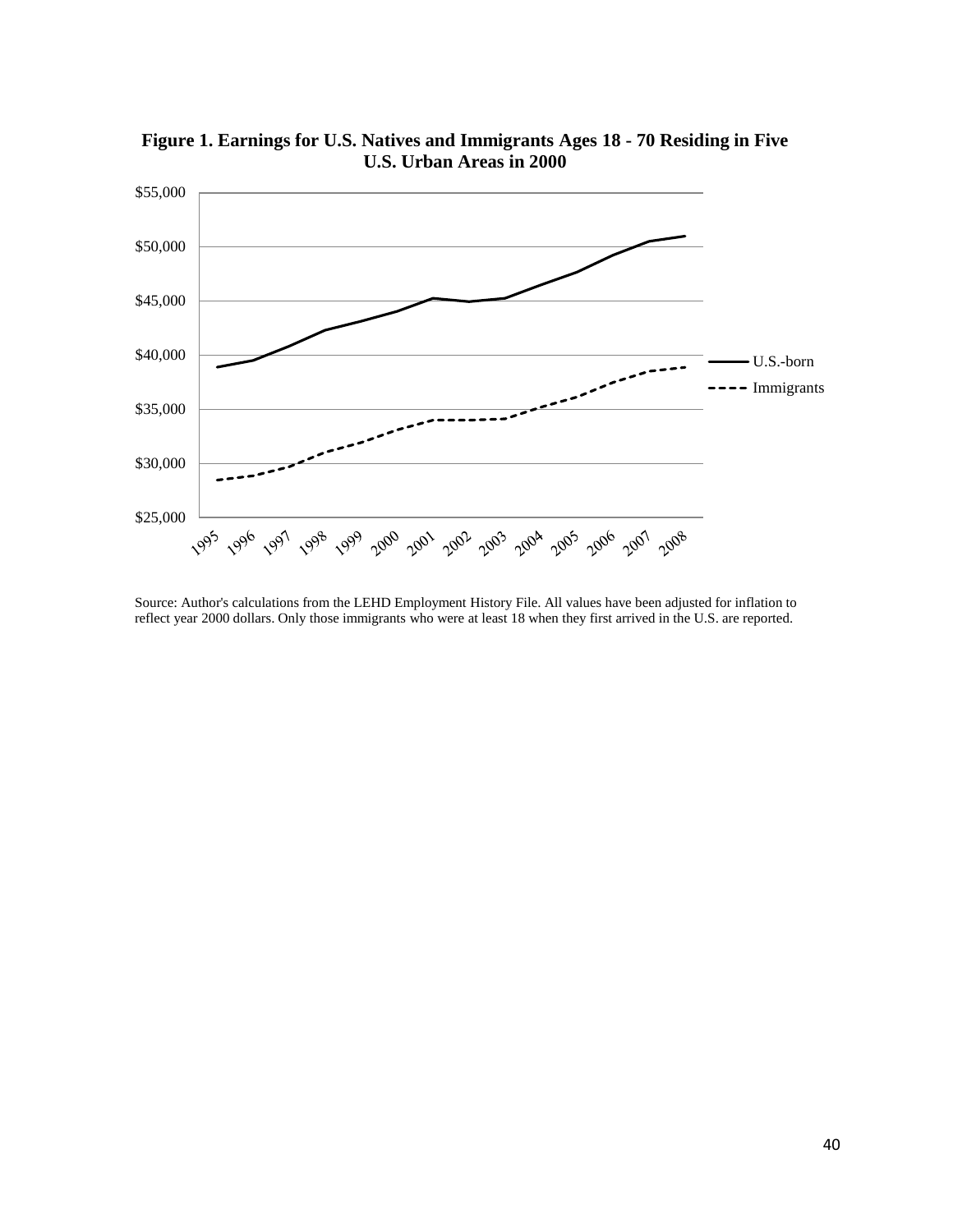**Figure 1. Earnings for U.S. Natives and Immigrants Ages 18 - 70 Residing in Five U.S. Urban Areas in 2000**

Source: Author's calculations from the LEHD Employment History File. All values have been adjusted for inflation to reflect year 2000 dollars. Only those immigrants who were at least 18 when they first arrived in the U.S. are reported.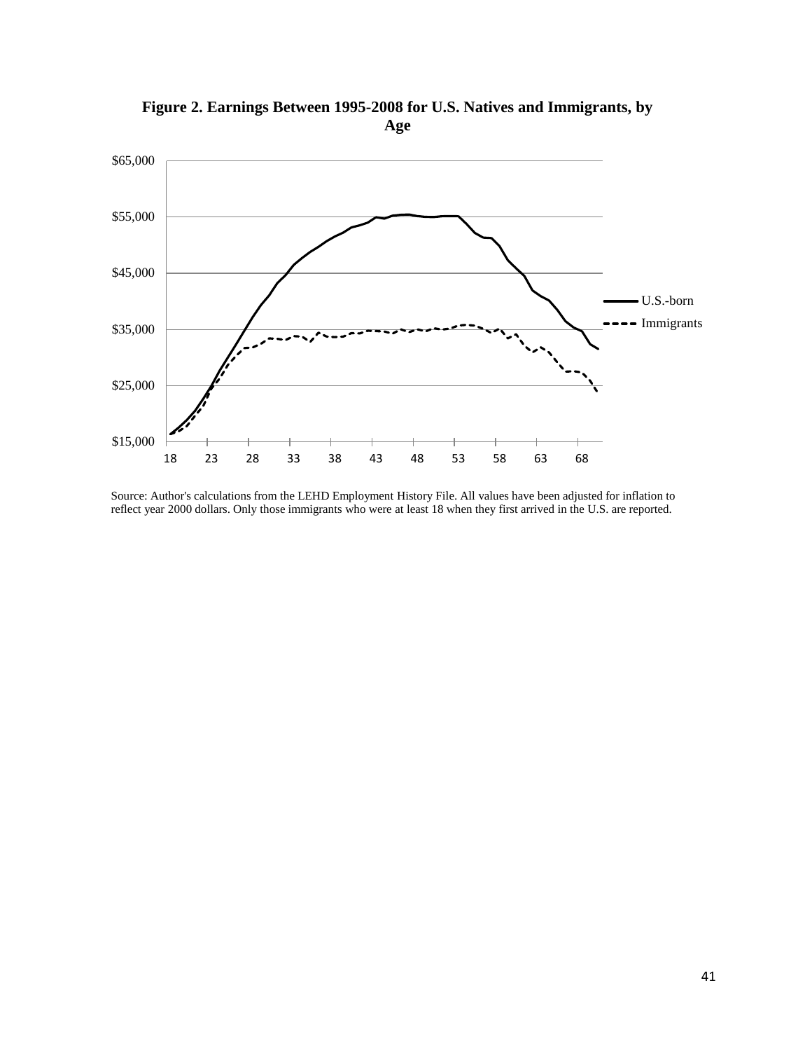**Figure 2. Earnings Between 1995-2008 for U.S. Natives and Immigrants, by Age**

Source: Author's calculations from the LEHD Employment History File. All values have been adjusted for inflation to reflect year 2000 dollars. Only those immigrants who were at least 18 when they first arrived in the U.S. are reported.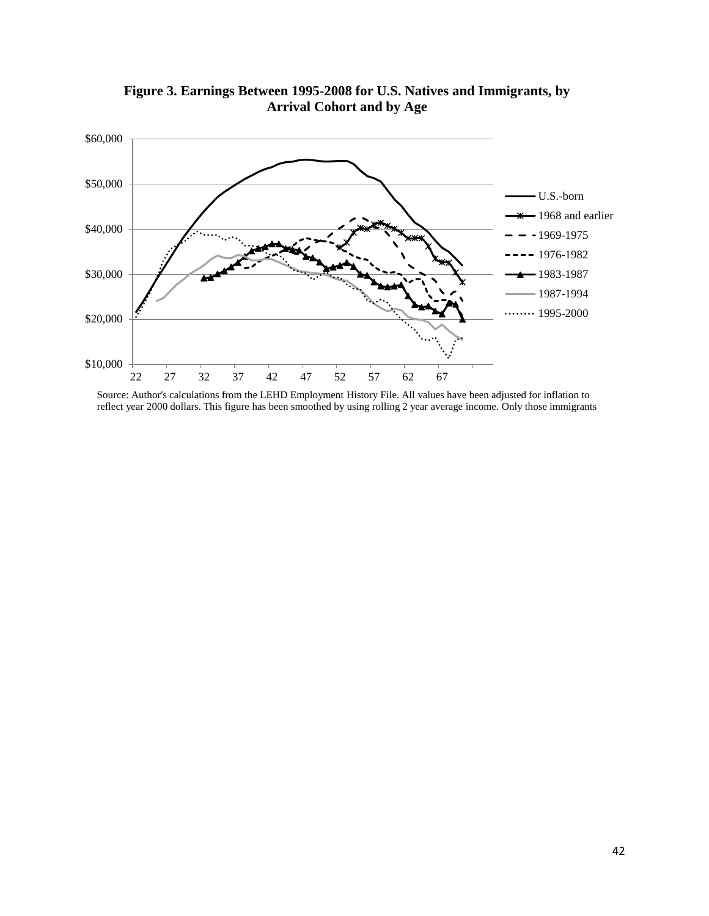**Figure 3. Earnings Between 1995-2008 for U.S. Natives and Immigrants, by Arrival Cohort and by Age**

Source: Author's calculations from the LEHD Employment History File. All values have been adjusted for inflation to reflect year 2000 dollars. This figure has been smoothed by using rolling 2 year average income. Only those immigrants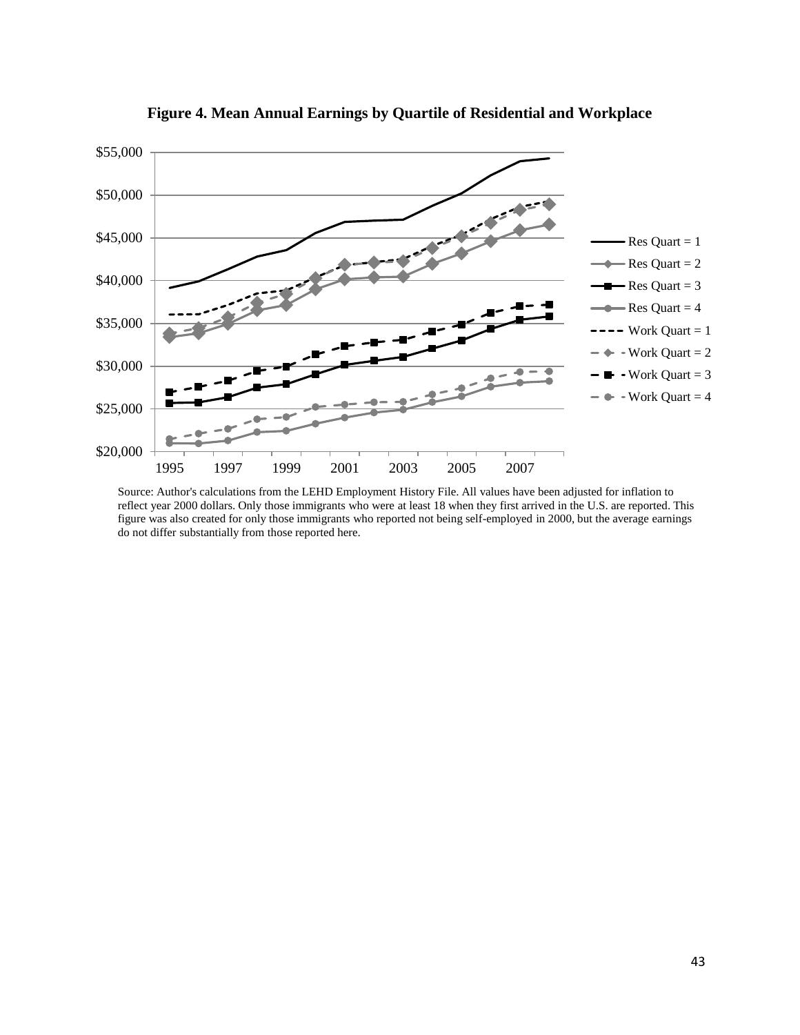**Figure 4. Mean Annual Earnings by Quartile of Residential and Workplace**

Source: Author's calculations from the LEHD Employment History File. All values have been adjusted for inflation to reflect year 2000 dollars. Only those immigrants who were at least 18 when they first arrived in the U.S. are reported. This figure was also created for only those immigrants who reported not being self-employed in 2000, but the average earnings do not differ substantially from those reported here.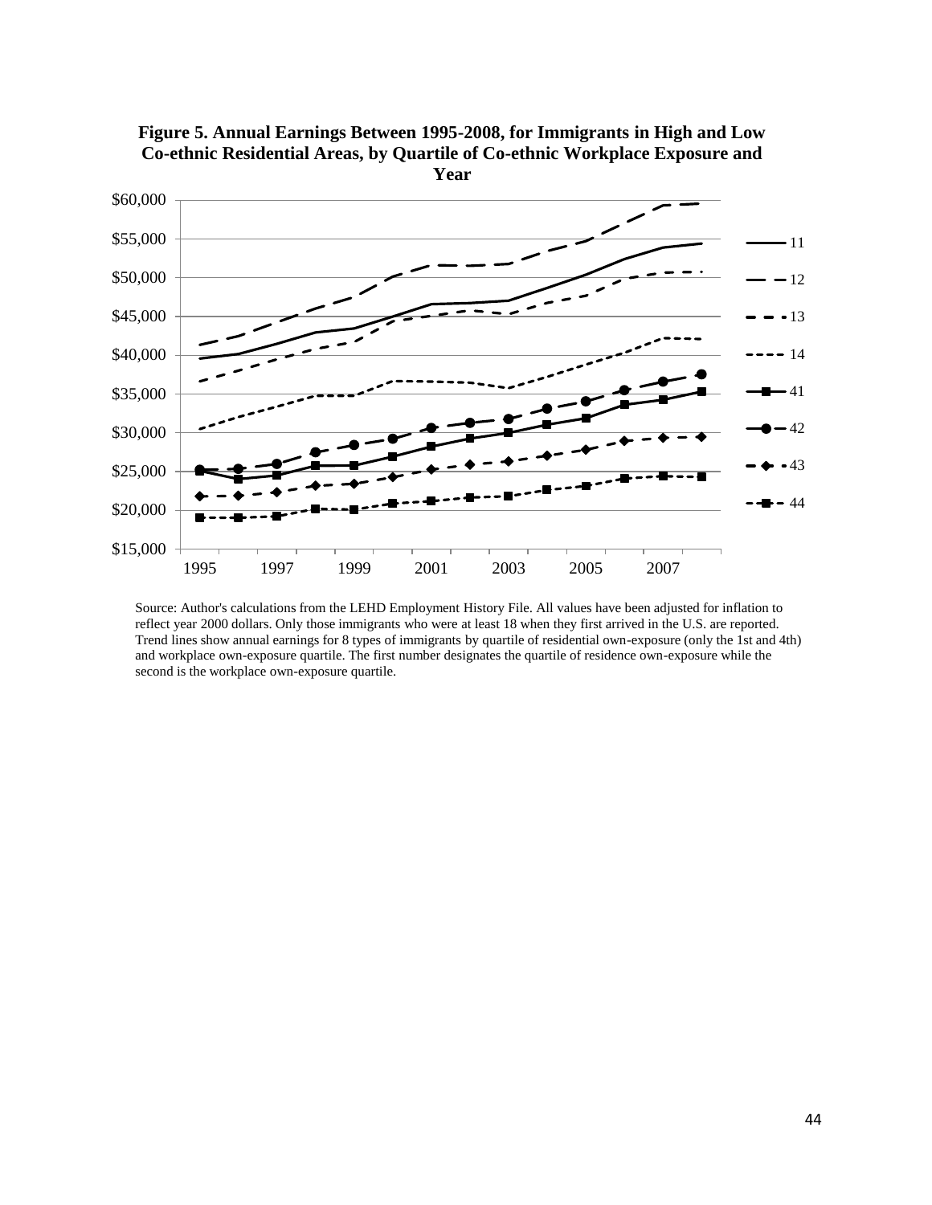**Figure 5. Annual Earnings Between 1995-2008, for Immigrants in High and Low Co-ethnic Residential Areas, by Quartile of Co-ethnic Workplace Exposure and Year**

$60,000
$55,000
$50,000
$45,000
$40,000
$35,000
$30,000
$25,000
$20,000
$15,000

1995
1997
1999
2001
2003
2005
2007

11
12
13
14
41
42
43
44

Source: Author's calculations from the LEHD Employment History File. All values have been adjusted for inflation to reflect year 2000 dollars. Only those immigrants who were at least 18 when they first arrived in the U.S. are reported. Trend lines show annual earnings for 8 types of immigrants by quartile of residential own-exposure (only the 1st and 4th) and workplace own-exposure quartile. The first number designates the quartile of residence own-exposure while the second is the workplace own-exposure quartile.